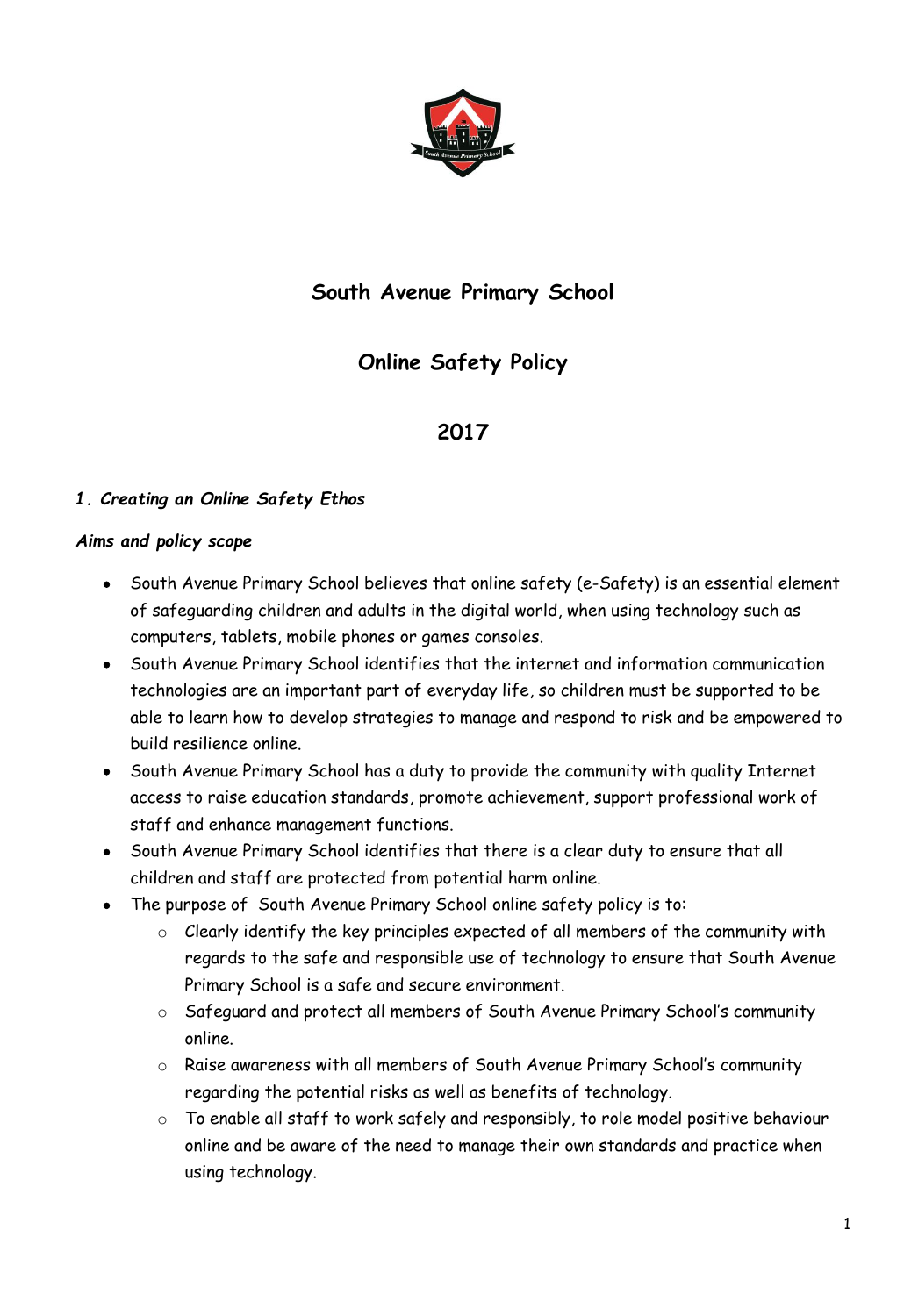# South Avenue Primary School

# Online Safety Policy

# 2017

### *1. Creating an Online Safety Ethos*

#### *Aims and policy scope*

- South Avenue Primary School believes that online safety (e-Safety) is an essential element of safeguarding children and adults in the digital world, when using technology such as computers, tablets, mobile phones or games consoles.
- South Avenue Primary School identifies that the internet and information communication technologies are an important part of everyday life, so children must be supported to be able to learn how to develop strategies to manage and respond to risk and be empowered to build resilience online.
- South Avenue Primary School has a duty to provide the community with quality Internet access to raise education standards, promote achievement, support professional work of staff and enhance management functions.
- South Avenue Primary School identifies that there is a clear duty to ensure that all children and staff are protected from potential harm online.
- The purpose of South Avenue Primary School online safety policy is to:
  - Clearly identify the key principles expected of all members of the community with regards to the safe and responsible use of technology to ensure that South Avenue Primary School is a safe and secure environment.
  - Safeguard and protect all members of South Avenue Primary School's community online.
  - Raise awareness with all members of South Avenue Primary School's community regarding the potential risks as well as benefits of technology.
  - To enable all staff to work safely and responsibly, to role model positive behaviour online and be aware of the need to manage their own standards and practice when using technology.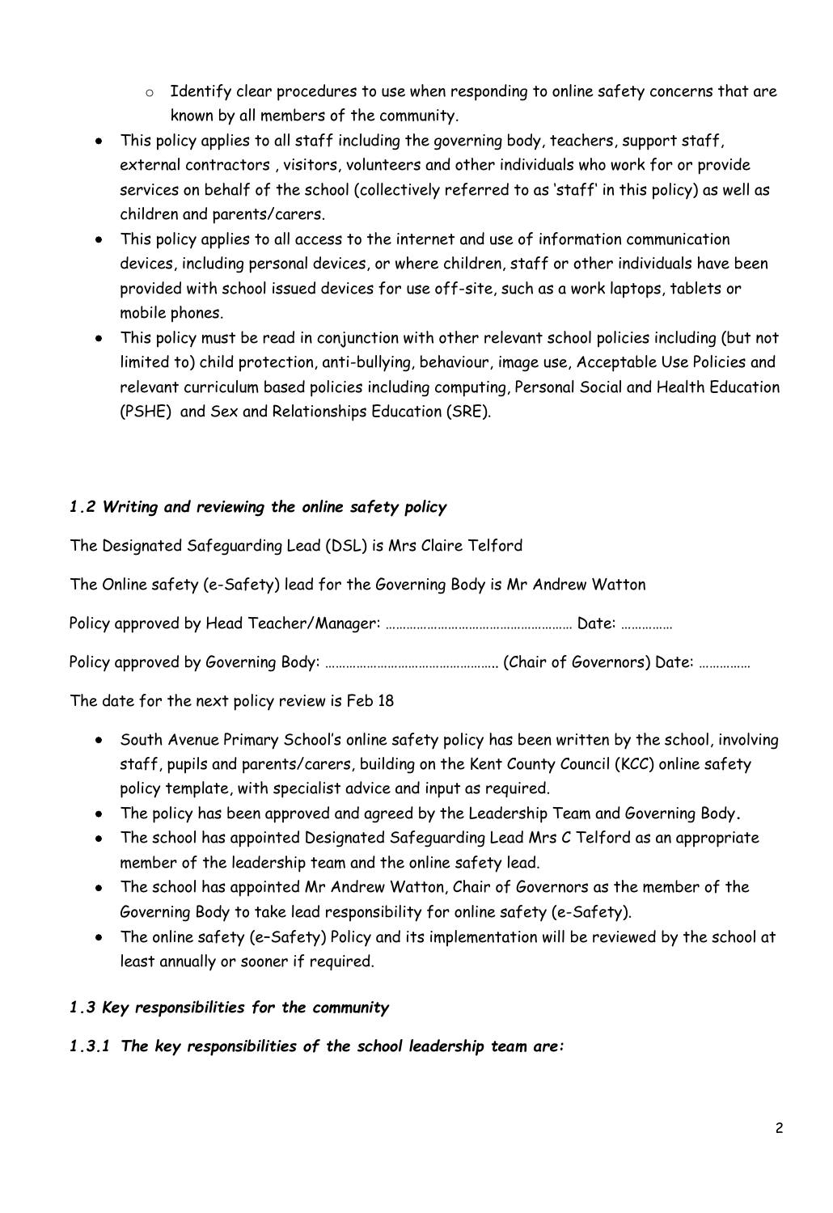- Identify clear procedures to use when responding to online safety concerns that are known by all members of the community.
- This policy applies to all staff including the governing body, teachers, support staff, external contractors , visitors, volunteers and other individuals who work for or provide services on behalf of the school (collectively referred to as 'staff' in this policy) as well as children and parents/carers.
- This policy applies to all access to the internet and use of information communication devices, including personal devices, or where children, staff or other individuals have been provided with school issued devices for use off-site, such as a work laptops, tablets or mobile phones.
- This policy must be read in conjunction with other relevant school policies including (but not limited to) child protection, anti-bullying, behaviour, image use, Acceptable Use Policies and relevant curriculum based policies including computing, Personal Social and Health Education (PSHE) and Sex and Relationships Education (SRE).

### *1.2 Writing and reviewing the online safety policy*

The Designated Safeguarding Lead (DSL) is Mrs Claire Telford

The Online safety (e-Safety) lead for the Governing Body is Mr Andrew Watton

Policy approved by Head Teacher/Manager: ……………………………………………… Date: ……………

Policy approved by Governing Body: ………………………………………… (Chair of Governors) Date: ……………

The date for the next policy review is Feb 18

- South Avenue Primary School's online safety policy has been written by the school, involving staff, pupils and parents/carers, building on the Kent County Council (KCC) online safety policy template, with specialist advice and input as required.
- The policy has been approved and agreed by the Leadership Team and Governing Body**.**
- The school has appointed Designated Safeguarding Lead Mrs C Telford as an appropriate member of the leadership team and the online safety lead.
- The school has appointed Mr Andrew Watton, Chair of Governors as the member of the Governing Body to take lead responsibility for online safety (e-Safety).
- The online safety (e–Safety) Policy and its implementation will be reviewed by the school at least annually or sooner if required.

### *1.3 Key responsibilities for the community*

#### *1.3.1 The key responsibilities of the school leadership team are:*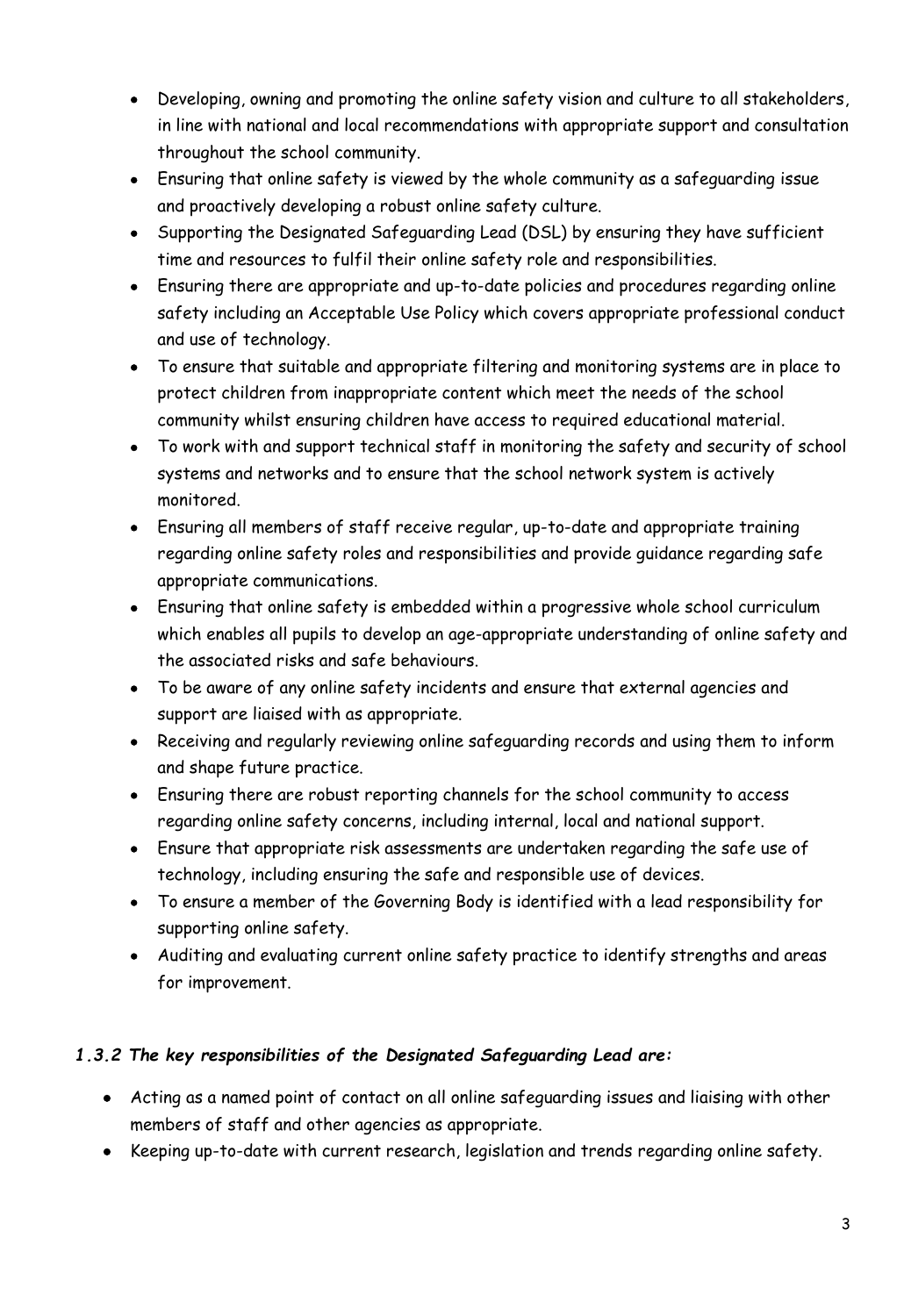- Developing, owning and promoting the online safety vision and culture to all stakeholders, in line with national and local recommendations with appropriate support and consultation throughout the school community.
- Ensuring that online safety is viewed by the whole community as a safeguarding issue and proactively developing a robust online safety culture.
- Supporting the Designated Safeguarding Lead (DSL) by ensuring they have sufficient time and resources to fulfil their online safety role and responsibilities.
- Ensuring there are appropriate and up-to-date policies and procedures regarding online safety including an Acceptable Use Policy which covers appropriate professional conduct and use of technology.
- To ensure that suitable and appropriate filtering and monitoring systems are in place to protect children from inappropriate content which meet the needs of the school community whilst ensuring children have access to required educational material.
- To work with and support technical staff in monitoring the safety and security of school systems and networks and to ensure that the school network system is actively monitored.
- Ensuring all members of staff receive regular, up-to-date and appropriate training regarding online safety roles and responsibilities and provide guidance regarding safe appropriate communications.
- Ensuring that online safety is embedded within a progressive whole school curriculum which enables all pupils to develop an age-appropriate understanding of online safety and the associated risks and safe behaviours.
- To be aware of any online safety incidents and ensure that external agencies and support are liaised with as appropriate.
- Receiving and regularly reviewing online safeguarding records and using them to inform and shape future practice.
- Ensuring there are robust reporting channels for the school community to access regarding online safety concerns, including internal, local and national support.
- Ensure that appropriate risk assessments are undertaken regarding the safe use of technology, including ensuring the safe and responsible use of devices.
- To ensure a member of the Governing Body is identified with a lead responsibility for supporting online safety.
- Auditing and evaluating current online safety practice to identify strengths and areas for improvement.

#### *1.3.2 The key responsibilities of the Designated Safeguarding Lead are:*

- Acting as a named point of contact on all online safeguarding issues and liaising with other members of staff and other agencies as appropriate.
- Keeping up-to-date with current research, legislation and trends regarding online safety.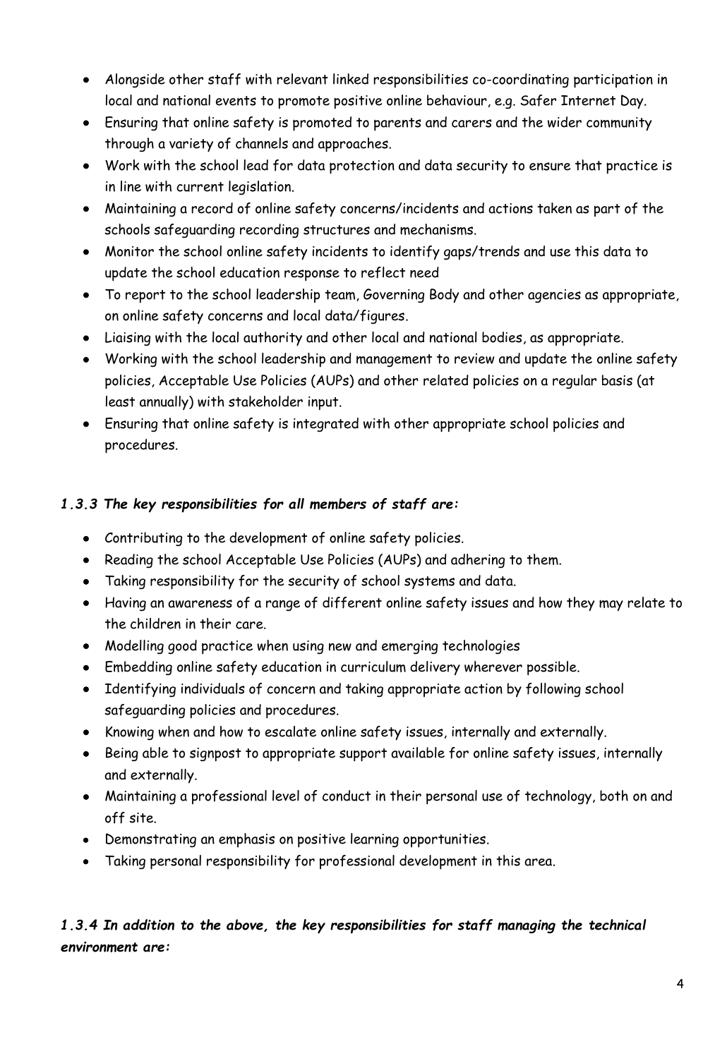- Alongside other staff with relevant linked responsibilities co-coordinating participation in local and national events to promote positive online behaviour, e.g. Safer Internet Day.
- Ensuring that online safety is promoted to parents and carers and the wider community through a variety of channels and approaches.
- Work with the school lead for data protection and data security to ensure that practice is in line with current legislation.
- Maintaining a record of online safety concerns/incidents and actions taken as part of the schools safeguarding recording structures and mechanisms.
- Monitor the school online safety incidents to identify gaps/trends and use this data to update the school education response to reflect need
- To report to the school leadership team, Governing Body and other agencies as appropriate, on online safety concerns and local data/figures.
- Liaising with the local authority and other local and national bodies, as appropriate.
- Working with the school leadership and management to review and update the online safety policies, Acceptable Use Policies (AUPs) and other related policies on a regular basis (at least annually) with stakeholder input.
- Ensuring that online safety is integrated with other appropriate school policies and procedures.

### *1.3.3 The key responsibilities for all members of staff are:*

- Contributing to the development of online safety policies.
- Reading the school Acceptable Use Policies (AUPs) and adhering to them.
- Taking responsibility for the security of school systems and data.
- Having an awareness of a range of different online safety issues and how they may relate to the children in their care.
- Modelling good practice when using new and emerging technologies
- Embedding online safety education in curriculum delivery wherever possible.
- Identifying individuals of concern and taking appropriate action by following school safeguarding policies and procedures.
- Knowing when and how to escalate online safety issues, internally and externally.
- Being able to signpost to appropriate support available for online safety issues, internally and externally.
- Maintaining a professional level of conduct in their personal use of technology, both on and off site.
- Demonstrating an emphasis on positive learning opportunities.
- Taking personal responsibility for professional development in this area.

### *1.3.4 In addition to the above, the key responsibilities for staff managing the technical environment are:*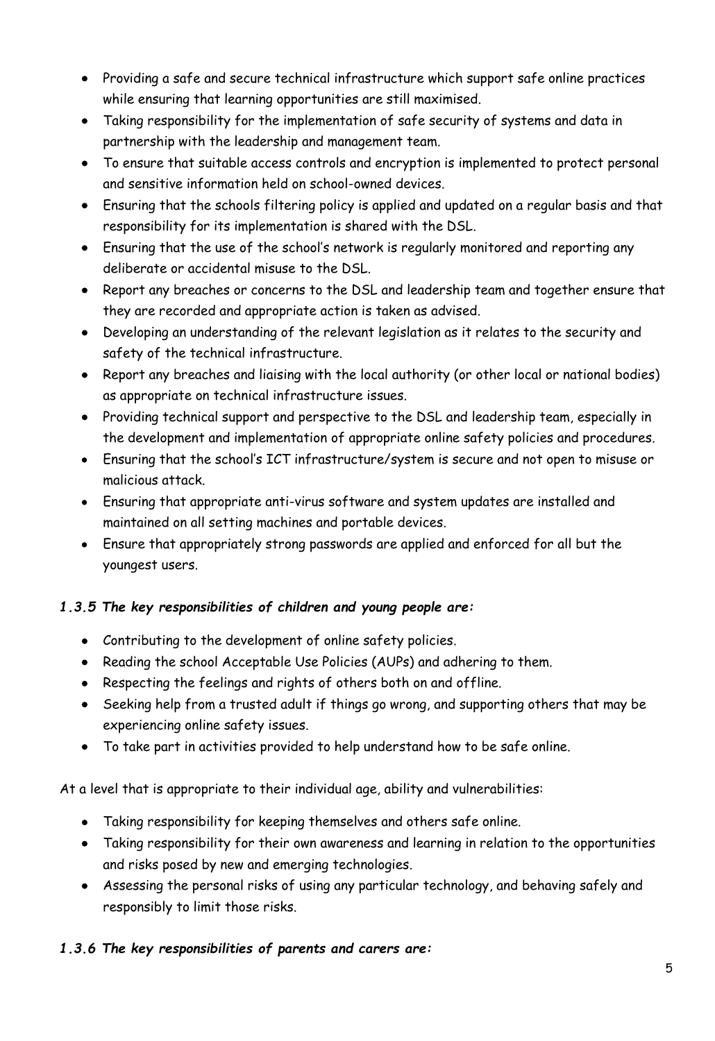- Providing a safe and secure technical infrastructure which support safe online practices while ensuring that learning opportunities are still maximised.
- Taking responsibility for the implementation of safe security of systems and data in partnership with the leadership and management team.
- To ensure that suitable access controls and encryption is implemented to protect personal and sensitive information held on school-owned devices.
- Ensuring that the schools filtering policy is applied and updated on a regular basis and that responsibility for its implementation is shared with the DSL.
- Ensuring that the use of the school's network is regularly monitored and reporting any deliberate or accidental misuse to the DSL.
- Report any breaches or concerns to the DSL and leadership team and together ensure that they are recorded and appropriate action is taken as advised.
- Developing an understanding of the relevant legislation as it relates to the security and safety of the technical infrastructure.
- Report any breaches and liaising with the local authority (or other local or national bodies) as appropriate on technical infrastructure issues.
- Providing technical support and perspective to the DSL and leadership team, especially in the development and implementation of appropriate online safety policies and procedures.
- Ensuring that the school's ICT infrastructure/system is secure and not open to misuse or malicious attack.
- Ensuring that appropriate anti-virus software and system updates are installed and maintained on all setting machines and portable devices.
- Ensure that appropriately strong passwords are applied and enforced for all but the youngest users.

### *1.3.5 The key responsibilities of children and young people are:*

- Contributing to the development of online safety policies.
- Reading the school Acceptable Use Policies (AUPs) and adhering to them.
- Respecting the feelings and rights of others both on and offline.
- Seeking help from a trusted adult if things go wrong, and supporting others that may be experiencing online safety issues.
- To take part in activities provided to help understand how to be safe online.

At a level that is appropriate to their individual age, ability and vulnerabilities:

- Taking responsibility for keeping themselves and others safe online.
- Taking responsibility for their own awareness and learning in relation to the opportunities and risks posed by new and emerging technologies.
- Assessing the personal risks of using any particular technology, and behaving safely and responsibly to limit those risks.

### *1.3.6 The key responsibilities of parents and carers are:*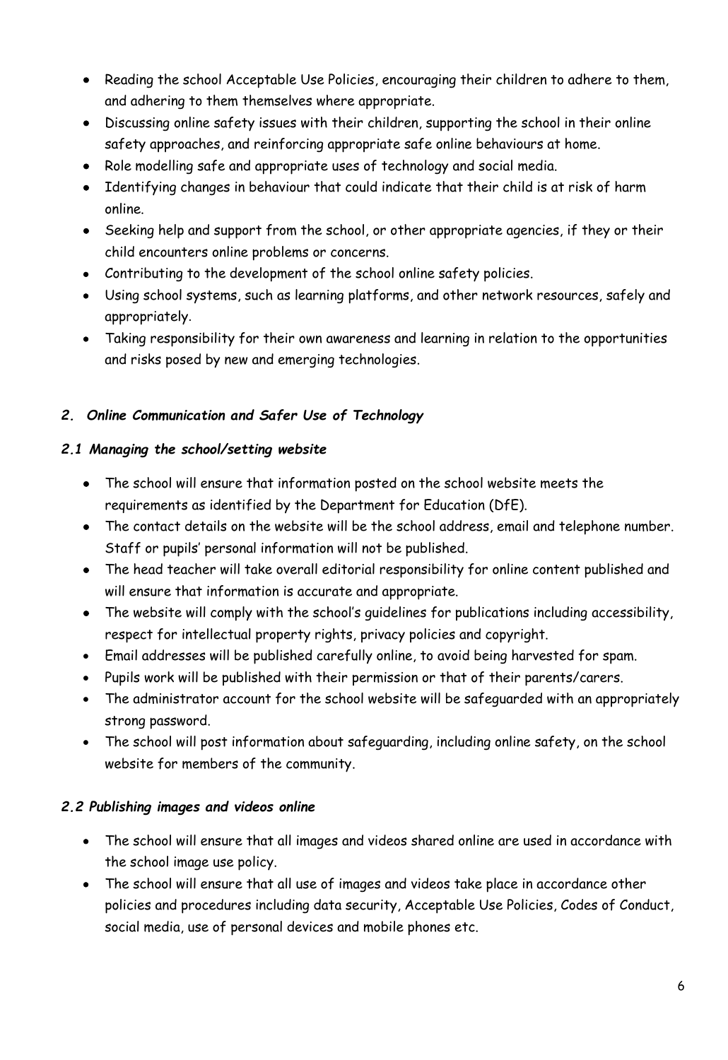- Reading the school Acceptable Use Policies, encouraging their children to adhere to them, and adhering to them themselves where appropriate.
- Discussing online safety issues with their children, supporting the school in their online safety approaches, and reinforcing appropriate safe online behaviours at home.
- Role modelling safe and appropriate uses of technology and social media.
- Identifying changes in behaviour that could indicate that their child is at risk of harm online.
- Seeking help and support from the school, or other appropriate agencies, if they or their child encounters online problems or concerns.
- Contributing to the development of the school online safety policies.
- Using school systems, such as learning platforms, and other network resources, safely and appropriately.
- Taking responsibility for their own awareness and learning in relation to the opportunities and risks posed by new and emerging technologies.

## *2. Online Communication and Safer Use of Technology*

### *2.1 Managing the school/setting website*

- The school will ensure that information posted on the school website meets the requirements as identified by the Department for Education (DfE).
- The contact details on the website will be the school address, email and telephone number. Staff or pupils' personal information will not be published.
- The head teacher will take overall editorial responsibility for online content published and will ensure that information is accurate and appropriate.
- The website will comply with the school's guidelines for publications including accessibility, respect for intellectual property rights, privacy policies and copyright.
- Email addresses will be published carefully online, to avoid being harvested for spam.
- Pupils work will be published with their permission or that of their parents/carers.
- The administrator account for the school website will be safeguarded with an appropriately strong password.
- The school will post information about safeguarding, including online safety, on the school website for members of the community.

### *2.2 Publishing images and videos online*

- The school will ensure that all images and videos shared online are used in accordance with the school image use policy.
- The school will ensure that all use of images and videos take place in accordance other policies and procedures including data security, Acceptable Use Policies, Codes of Conduct, social media, use of personal devices and mobile phones etc.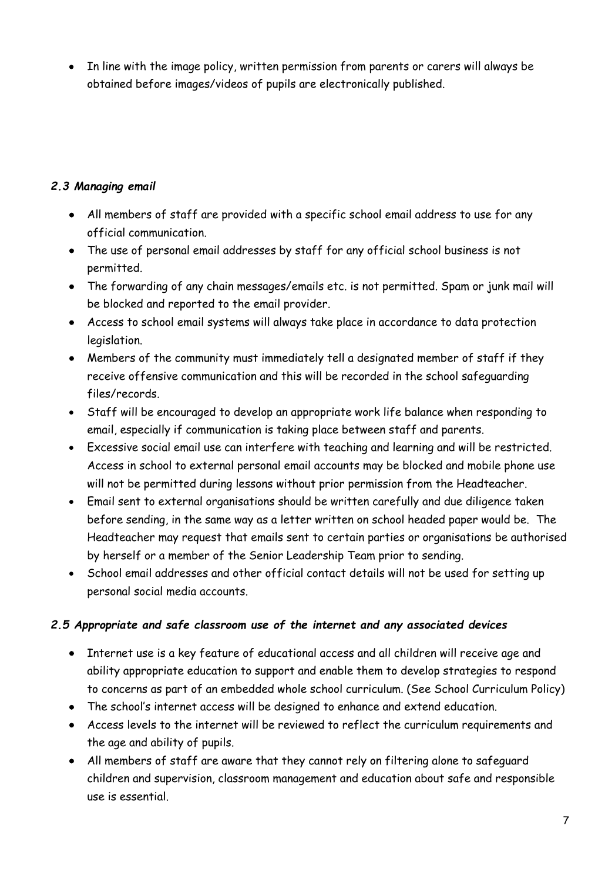- In line with the image policy, written permission from parents or carers will always be obtained before images/videos of pupils are electronically published.

### *2.3 Managing email*

- All members of staff are provided with a specific school email address to use for any official communication.
- The use of personal email addresses by staff for any official school business is not permitted.
- The forwarding of any chain messages/emails etc. is not permitted. Spam or junk mail will be blocked and reported to the email provider.
- Access to school email systems will always take place in accordance to data protection legislation.
- Members of the community must immediately tell a designated member of staff if they receive offensive communication and this will be recorded in the school safeguarding files/records.
- Staff will be encouraged to develop an appropriate work life balance when responding to email, especially if communication is taking place between staff and parents.
- Excessive social email use can interfere with teaching and learning and will be restricted. Access in school to external personal email accounts may be blocked and mobile phone use will not be permitted during lessons without prior permission from the Headteacher.
- Email sent to external organisations should be written carefully and due diligence taken before sending, in the same way as a letter written on school headed paper would be. The Headteacher may request that emails sent to certain parties or organisations be authorised by herself or a member of the Senior Leadership Team prior to sending.
- School email addresses and other official contact details will not be used for setting up personal social media accounts.

### *2.5 Appropriate and safe classroom use of the internet and any associated devices*

- Internet use is a key feature of educational access and all children will receive age and ability appropriate education to support and enable them to develop strategies to respond to concerns as part of an embedded whole school curriculum. (See School Curriculum Policy)
- The school's internet access will be designed to enhance and extend education.
- Access levels to the internet will be reviewed to reflect the curriculum requirements and the age and ability of pupils.
- All members of staff are aware that they cannot rely on filtering alone to safeguard children and supervision, classroom management and education about safe and responsible use is essential.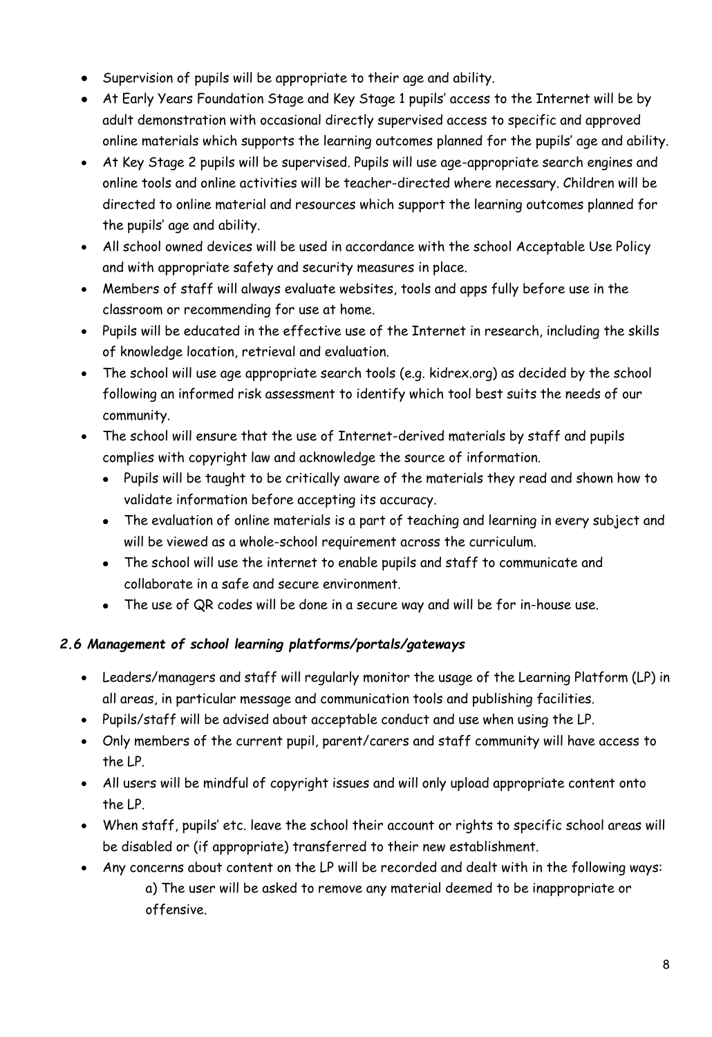- Supervision of pupils will be appropriate to their age and ability.
- At Early Years Foundation Stage and Key Stage 1 pupils' access to the Internet will be by adult demonstration with occasional directly supervised access to specific and approved online materials which supports the learning outcomes planned for the pupils' age and ability.
- At Key Stage 2 pupils will be supervised. Pupils will use age-appropriate search engines and online tools and online activities will be teacher-directed where necessary. Children will be directed to online material and resources which support the learning outcomes planned for the pupils' age and ability.
- All school owned devices will be used in accordance with the school Acceptable Use Policy and with appropriate safety and security measures in place.
- Members of staff will always evaluate websites, tools and apps fully before use in the classroom or recommending for use at home.
- Pupils will be educated in the effective use of the Internet in research, including the skills of knowledge location, retrieval and evaluation.
- The school will use age appropriate search tools (e.g. kidrex.org) as decided by the school following an informed risk assessment to identify which tool best suits the needs of our community.
- The school will ensure that the use of Internet-derived materials by staff and pupils complies with copyright law and acknowledge the source of information.
  - Pupils will be taught to be critically aware of the materials they read and shown how to validate information before accepting its accuracy.
  - The evaluation of online materials is a part of teaching and learning in every subject and will be viewed as a whole-school requirement across the curriculum.
  - The school will use the internet to enable pupils and staff to communicate and collaborate in a safe and secure environment.
  - The use of QR codes will be done in a secure way and will be for in-house use.

### *2.6 Management of school learning platforms/portals/gateways*

- Leaders/managers and staff will regularly monitor the usage of the Learning Platform (LP) in all areas, in particular message and communication tools and publishing facilities.
- Pupils/staff will be advised about acceptable conduct and use when using the LP.
- Only members of the current pupil, parent/carers and staff community will have access to the LP.
- All users will be mindful of copyright issues and will only upload appropriate content onto the LP.
- When staff, pupils' etc. leave the school their account or rights to specific school areas will be disabled or (if appropriate) transferred to their new establishment.
- Any concerns about content on the LP will be recorded and dealt with in the following ways:

  a) The user will be asked to remove any material deemed to be inappropriate or offensive.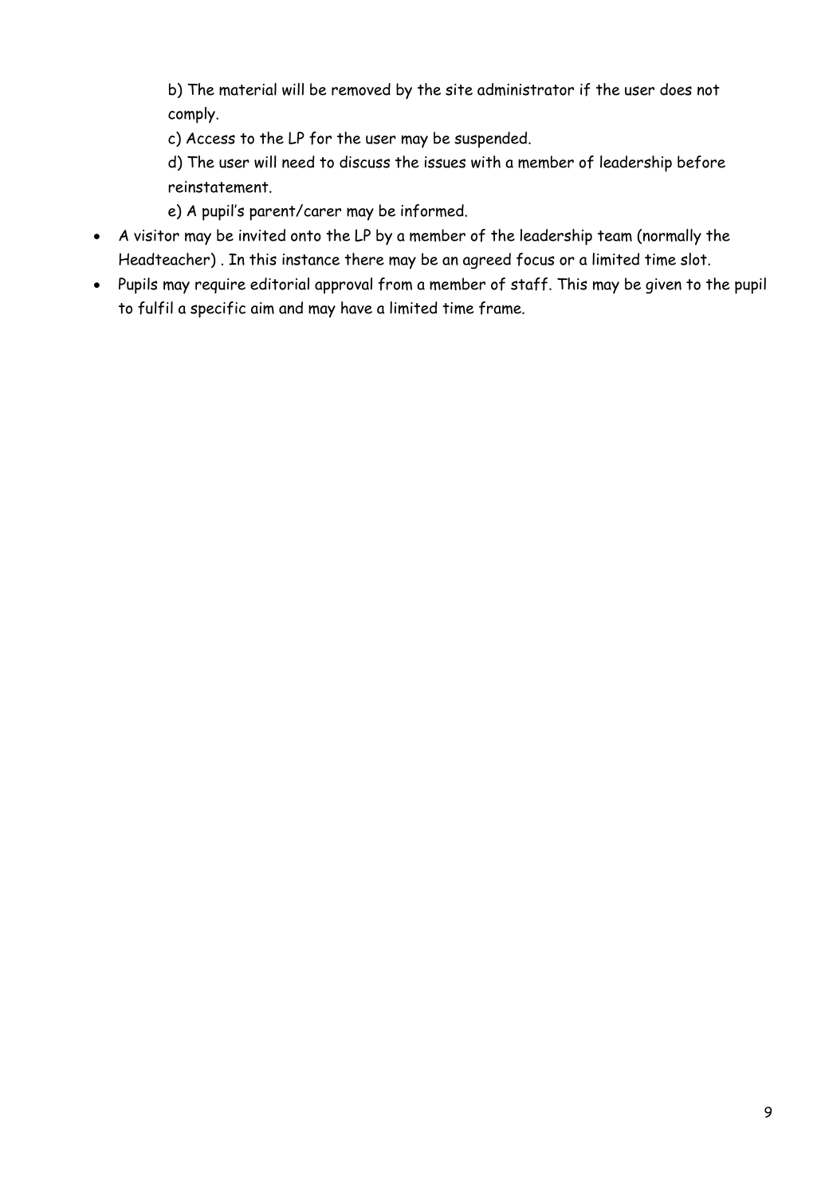b) The material will be removed by the site administrator if the user does not comply.

  c) Access to the LP for the user may be suspended.

  d) The user will need to discuss the issues with a member of leadership before reinstatement.

  e) A pupil's parent/carer may be informed.

- A visitor may be invited onto the LP by a member of the leadership team (normally the Headteacher) . In this instance there may be an agreed focus or a limited time slot.
- Pupils may require editorial approval from a member of staff. This may be given to the pupil to fulfil a specific aim and may have a limited time frame.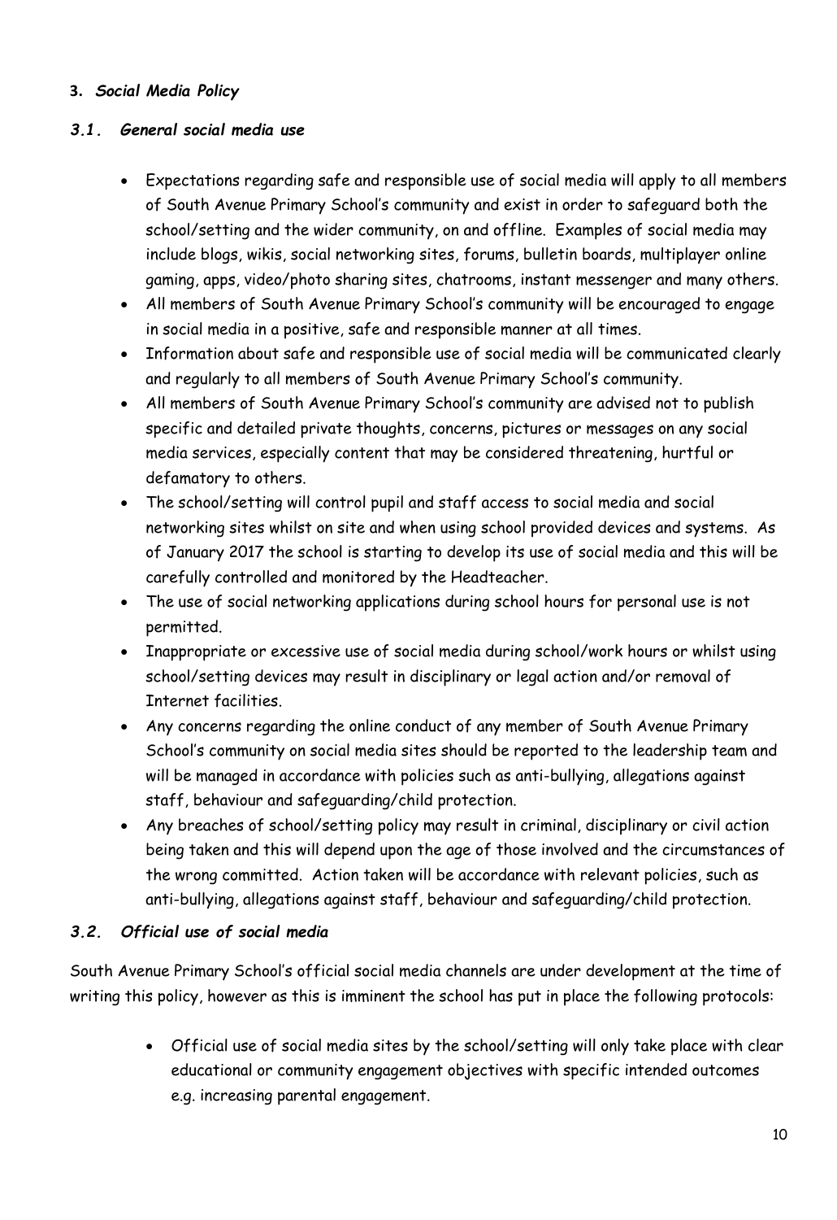## 3. *Social Media Policy*

### *3.1. General social media use*

- Expectations regarding safe and responsible use of social media will apply to all members of South Avenue Primary School's community and exist in order to safeguard both the school/setting and the wider community, on and offline. Examples of social media may include blogs, wikis, social networking sites, forums, bulletin boards, multiplayer online gaming, apps, video/photo sharing sites, chatrooms, instant messenger and many others.
- All members of South Avenue Primary School's community will be encouraged to engage in social media in a positive, safe and responsible manner at all times.
- Information about safe and responsible use of social media will be communicated clearly and regularly to all members of South Avenue Primary School's community.
- All members of South Avenue Primary School's community are advised not to publish specific and detailed private thoughts, concerns, pictures or messages on any social media services, especially content that may be considered threatening, hurtful or defamatory to others.
- The school/setting will control pupil and staff access to social media and social networking sites whilst on site and when using school provided devices and systems. As of January 2017 the school is starting to develop its use of social media and this will be carefully controlled and monitored by the Headteacher.
- The use of social networking applications during school hours for personal use is not permitted.
- Inappropriate or excessive use of social media during school/work hours or whilst using school/setting devices may result in disciplinary or legal action and/or removal of Internet facilities.
- Any concerns regarding the online conduct of any member of South Avenue Primary School's community on social media sites should be reported to the leadership team and will be managed in accordance with policies such as anti-bullying, allegations against staff, behaviour and safeguarding/child protection.
- Any breaches of school/setting policy may result in criminal, disciplinary or civil action being taken and this will depend upon the age of those involved and the circumstances of the wrong committed. Action taken will be accordance with relevant policies, such as anti-bullying, allegations against staff, behaviour and safeguarding/child protection.

### *3.2. Official use of social media*

South Avenue Primary School's official social media channels are under development at the time of writing this policy, however as this is imminent the school has put in place the following protocols:

- Official use of social media sites by the school/setting will only take place with clear educational or community engagement objectives with specific intended outcomes e.g. increasing parental engagement.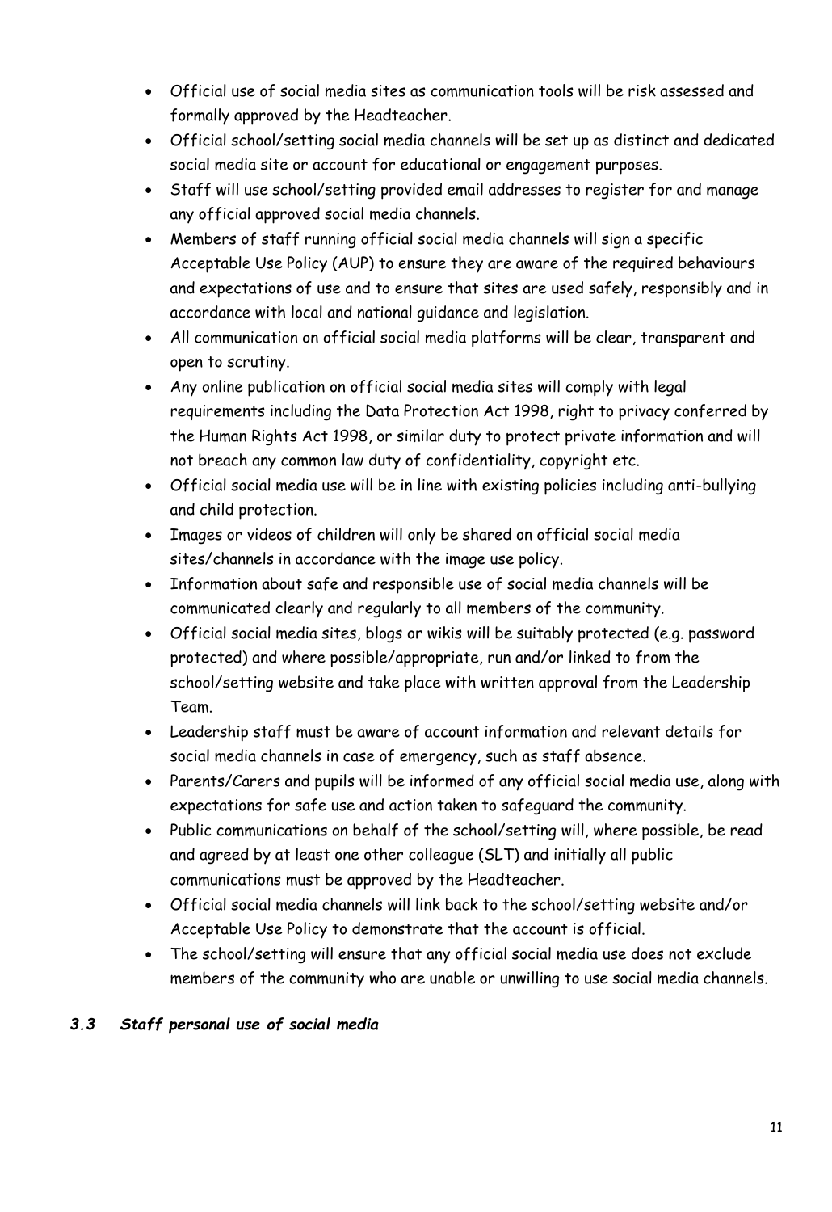- Official use of social media sites as communication tools will be risk assessed and formally approved by the Headteacher.
- Official school/setting social media channels will be set up as distinct and dedicated social media site or account for educational or engagement purposes.
- Staff will use school/setting provided email addresses to register for and manage any official approved social media channels.
- Members of staff running official social media channels will sign a specific Acceptable Use Policy (AUP) to ensure they are aware of the required behaviours and expectations of use and to ensure that sites are used safely, responsibly and in accordance with local and national guidance and legislation.
- All communication on official social media platforms will be clear, transparent and open to scrutiny.
- Any online publication on official social media sites will comply with legal requirements including the Data Protection Act 1998, right to privacy conferred by the Human Rights Act 1998, or similar duty to protect private information and will not breach any common law duty of confidentiality, copyright etc.
- Official social media use will be in line with existing policies including anti-bullying and child protection.
- Images or videos of children will only be shared on official social media sites/channels in accordance with the image use policy.
- Information about safe and responsible use of social media channels will be communicated clearly and regularly to all members of the community.
- Official social media sites, blogs or wikis will be suitably protected (e.g. password protected) and where possible/appropriate, run and/or linked to from the school/setting website and take place with written approval from the Leadership Team.
- Leadership staff must be aware of account information and relevant details for social media channels in case of emergency, such as staff absence.
- Parents/Carers and pupils will be informed of any official social media use, along with expectations for safe use and action taken to safeguard the community.
- Public communications on behalf of the school/setting will, where possible, be read and agreed by at least one other colleague (SLT) and initially all public communications must be approved by the Headteacher.
- Official social media channels will link back to the school/setting website and/or Acceptable Use Policy to demonstrate that the account is official.
- The school/setting will ensure that any official social media use does not exclude members of the community who are unable or unwilling to use social media channels.

### *3.3 Staff personal use of social media*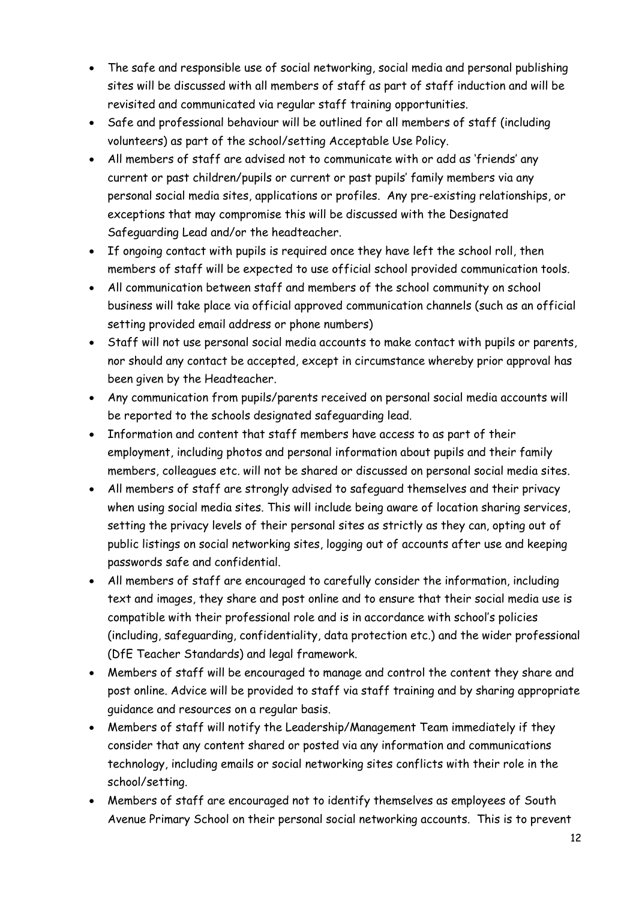- The safe and responsible use of social networking, social media and personal publishing sites will be discussed with all members of staff as part of staff induction and will be revisited and communicated via regular staff training opportunities.
- Safe and professional behaviour will be outlined for all members of staff (including volunteers) as part of the school/setting Acceptable Use Policy.
- All members of staff are advised not to communicate with or add as 'friends' any current or past children/pupils or current or past pupils' family members via any personal social media sites, applications or profiles. Any pre-existing relationships, or exceptions that may compromise this will be discussed with the Designated Safeguarding Lead and/or the headteacher.
- If ongoing contact with pupils is required once they have left the school roll, then members of staff will be expected to use official school provided communication tools.
- All communication between staff and members of the school community on school business will take place via official approved communication channels (such as an official setting provided email address or phone numbers)
- Staff will not use personal social media accounts to make contact with pupils or parents, nor should any contact be accepted, except in circumstance whereby prior approval has been given by the Headteacher.
- Any communication from pupils/parents received on personal social media accounts will be reported to the schools designated safeguarding lead.
- Information and content that staff members have access to as part of their employment, including photos and personal information about pupils and their family members, colleagues etc. will not be shared or discussed on personal social media sites.
- All members of staff are strongly advised to safeguard themselves and their privacy when using social media sites. This will include being aware of location sharing services, setting the privacy levels of their personal sites as strictly as they can, opting out of public listings on social networking sites, logging out of accounts after use and keeping passwords safe and confidential.
- All members of staff are encouraged to carefully consider the information, including text and images, they share and post online and to ensure that their social media use is compatible with their professional role and is in accordance with school's policies (including, safeguarding, confidentiality, data protection etc.) and the wider professional (DfE Teacher Standards) and legal framework.
- Members of staff will be encouraged to manage and control the content they share and post online. Advice will be provided to staff via staff training and by sharing appropriate guidance and resources on a regular basis.
- Members of staff will notify the Leadership/Management Team immediately if they consider that any content shared or posted via any information and communications technology, including emails or social networking sites conflicts with their role in the school/setting.
- Members of staff are encouraged not to identify themselves as employees of South Avenue Primary School on their personal social networking accounts. This is to prevent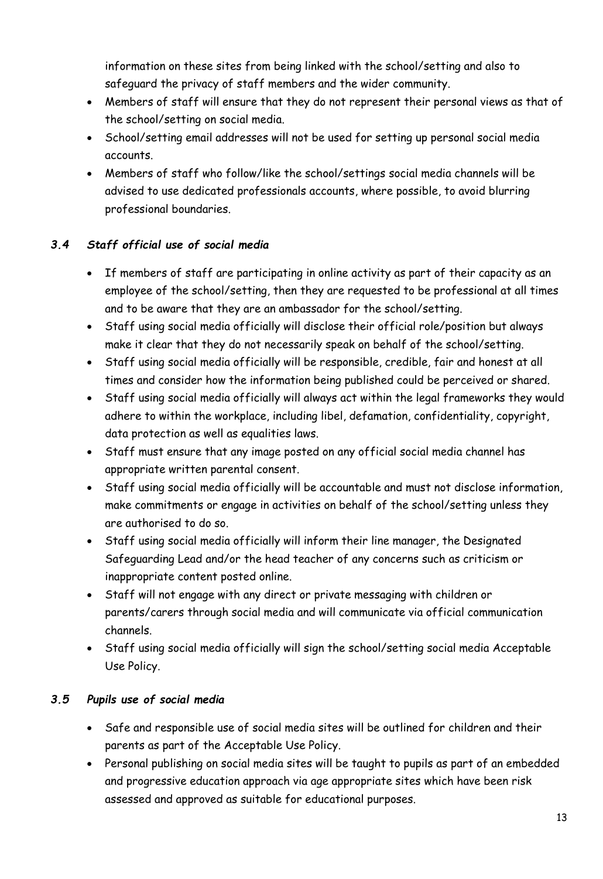information on these sites from being linked with the school/setting and also to safeguard the privacy of staff members and the wider community.
- Members of staff will ensure that they do not represent their personal views as that of the school/setting on social media.
- School/setting email addresses will not be used for setting up personal social media accounts.
- Members of staff who follow/like the school/settings social media channels will be advised to use dedicated professionals accounts, where possible, to avoid blurring professional boundaries.

### *3.4 Staff official use of social media*

- If members of staff are participating in online activity as part of their capacity as an employee of the school/setting, then they are requested to be professional at all times and to be aware that they are an ambassador for the school/setting.
- Staff using social media officially will disclose their official role/position but always make it clear that they do not necessarily speak on behalf of the school/setting.
- Staff using social media officially will be responsible, credible, fair and honest at all times and consider how the information being published could be perceived or shared.
- Staff using social media officially will always act within the legal frameworks they would adhere to within the workplace, including libel, defamation, confidentiality, copyright, data protection as well as equalities laws.
- Staff must ensure that any image posted on any official social media channel has appropriate written parental consent.
- Staff using social media officially will be accountable and must not disclose information, make commitments or engage in activities on behalf of the school/setting unless they are authorised to do so.
- Staff using social media officially will inform their line manager, the Designated Safeguarding Lead and/or the head teacher of any concerns such as criticism or inappropriate content posted online.
- Staff will not engage with any direct or private messaging with children or parents/carers through social media and will communicate via official communication channels.
- Staff using social media officially will sign the school/setting social media Acceptable Use Policy.

### *3.5 Pupils use of social media*

- Safe and responsible use of social media sites will be outlined for children and their parents as part of the Acceptable Use Policy.
- Personal publishing on social media sites will be taught to pupils as part of an embedded and progressive education approach via age appropriate sites which have been risk assessed and approved as suitable for educational purposes.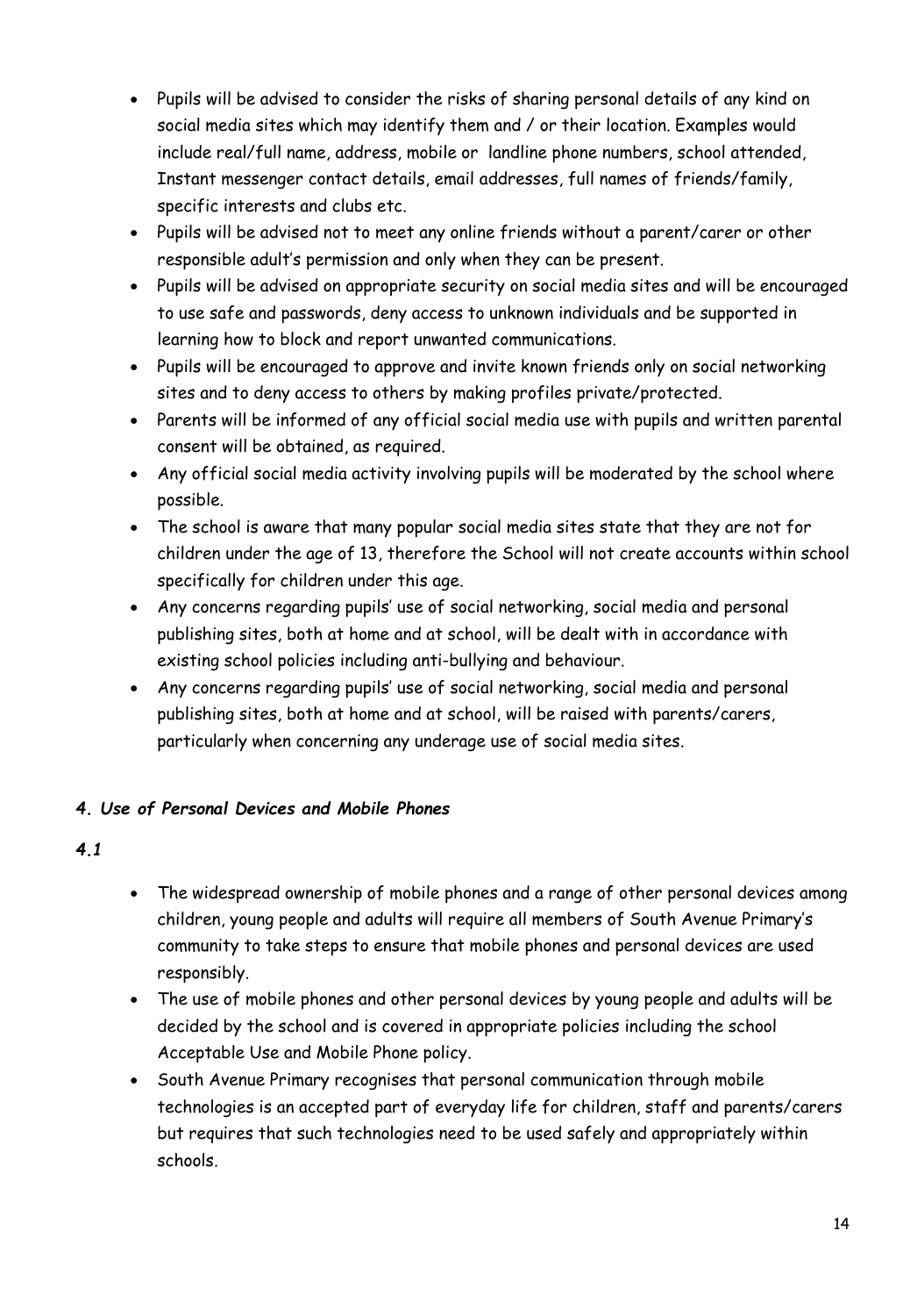- Pupils will be advised to consider the risks of sharing personal details of any kind on social media sites which may identify them and / or their location. Examples would include real/full name, address, mobile or landline phone numbers, school attended, Instant messenger contact details, email addresses, full names of friends/family, specific interests and clubs etc.
- Pupils will be advised not to meet any online friends without a parent/carer or other responsible adult's permission and only when they can be present.
- Pupils will be advised on appropriate security on social media sites and will be encouraged to use safe and passwords, deny access to unknown individuals and be supported in learning how to block and report unwanted communications.
- Pupils will be encouraged to approve and invite known friends only on social networking sites and to deny access to others by making profiles private/protected.
- Parents will be informed of any official social media use with pupils and written parental consent will be obtained, as required.
- Any official social media activity involving pupils will be moderated by the school where possible.
- The school is aware that many popular social media sites state that they are not for children under the age of 13, therefore the School will not create accounts within school specifically for children under this age.
- Any concerns regarding pupils' use of social networking, social media and personal publishing sites, both at home and at school, will be dealt with in accordance with existing school policies including anti-bullying and behaviour.
- Any concerns regarding pupils' use of social networking, social media and personal publishing sites, both at home and at school, will be raised with parents/carers, particularly when concerning any underage use of social media sites.

### *4. Use of Personal Devices and Mobile Phones*

#### *4.1*

- The widespread ownership of mobile phones and a range of other personal devices among children, young people and adults will require all members of South Avenue Primary's community to take steps to ensure that mobile phones and personal devices are used responsibly.
- The use of mobile phones and other personal devices by young people and adults will be decided by the school and is covered in appropriate policies including the school Acceptable Use and Mobile Phone policy.
- South Avenue Primary recognises that personal communication through mobile technologies is an accepted part of everyday life for children, staff and parents/carers but requires that such technologies need to be used safely and appropriately within schools.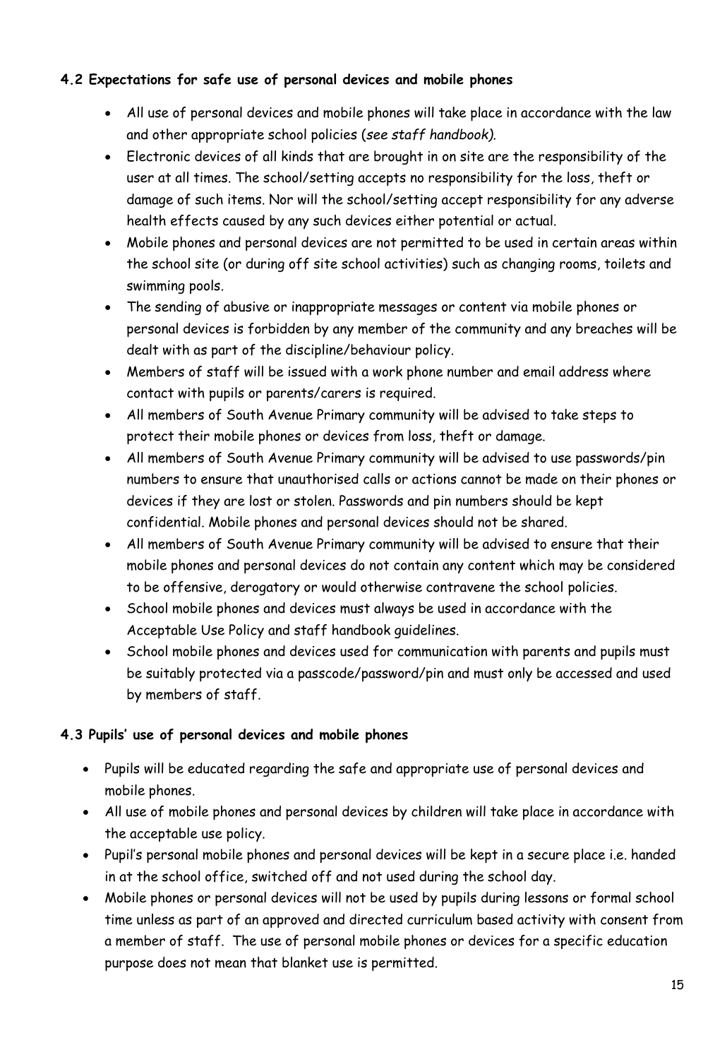### 4.2 Expectations for safe use of personal devices and mobile phones

- All use of personal devices and mobile phones will take place in accordance with the law and other appropriate school policies (*see staff handbook).*
- Electronic devices of all kinds that are brought in on site are the responsibility of the user at all times. The school/setting accepts no responsibility for the loss, theft or damage of such items. Nor will the school/setting accept responsibility for any adverse health effects caused by any such devices either potential or actual.
- Mobile phones and personal devices are not permitted to be used in certain areas within the school site (or during off site school activities) such as changing rooms, toilets and swimming pools.
- The sending of abusive or inappropriate messages or content via mobile phones or personal devices is forbidden by any member of the community and any breaches will be dealt with as part of the discipline/behaviour policy.
- Members of staff will be issued with a work phone number and email address where contact with pupils or parents/carers is required.
- All members of South Avenue Primary community will be advised to take steps to protect their mobile phones or devices from loss, theft or damage.
- All members of South Avenue Primary community will be advised to use passwords/pin numbers to ensure that unauthorised calls or actions cannot be made on their phones or devices if they are lost or stolen. Passwords and pin numbers should be kept confidential. Mobile phones and personal devices should not be shared.
- All members of South Avenue Primary community will be advised to ensure that their mobile phones and personal devices do not contain any content which may be considered to be offensive, derogatory or would otherwise contravene the school policies.
- School mobile phones and devices must always be used in accordance with the Acceptable Use Policy and staff handbook guidelines.
- School mobile phones and devices used for communication with parents and pupils must be suitably protected via a passcode/password/pin and must only be accessed and used by members of staff.

### 4.3 Pupils' use of personal devices and mobile phones

- Pupils will be educated regarding the safe and appropriate use of personal devices and mobile phones.
- All use of mobile phones and personal devices by children will take place in accordance with the acceptable use policy.
- Pupil's personal mobile phones and personal devices will be kept in a secure place i.e. handed in at the school office, switched off and not used during the school day.
- Mobile phones or personal devices will not be used by pupils during lessons or formal school time unless as part of an approved and directed curriculum based activity with consent from a member of staff. The use of personal mobile phones or devices for a specific education purpose does not mean that blanket use is permitted.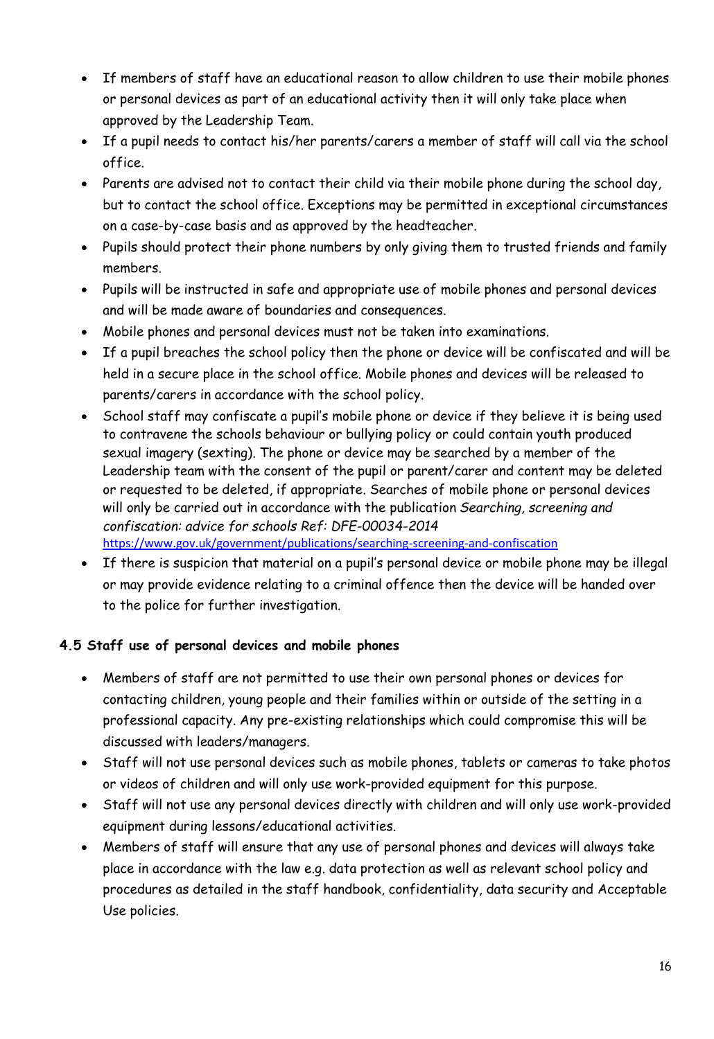- If members of staff have an educational reason to allow children to use their mobile phones or personal devices as part of an educational activity then it will only take place when approved by the Leadership Team.
- If a pupil needs to contact his/her parents/carers a member of staff will call via the school office.
- Parents are advised not to contact their child via their mobile phone during the school day, but to contact the school office. Exceptions may be permitted in exceptional circumstances on a case-by-case basis and as approved by the headteacher.
- Pupils should protect their phone numbers by only giving them to trusted friends and family members.
- Pupils will be instructed in safe and appropriate use of mobile phones and personal devices and will be made aware of boundaries and consequences.
- Mobile phones and personal devices must not be taken into examinations.
- If a pupil breaches the school policy then the phone or device will be confiscated and will be held in a secure place in the school office. Mobile phones and devices will be released to parents/carers in accordance with the school policy.
- School staff may confiscate a pupil's mobile phone or device if they believe it is being used to contravene the schools behaviour or bullying policy or could contain youth produced sexual imagery (sexting). The phone or device may be searched by a member of the Leadership team with the consent of the pupil or parent/carer and content may be deleted or requested to be deleted, if appropriate. Searches of mobile phone or personal devices will only be carried out in accordance with the publication *Searching, screening and confiscation: advice for schools Ref: DFE-00034-2014* https://www.gov.uk/government/publications/searching-screening-and-confiscation
- If there is suspicion that material on a pupil's personal device or mobile phone may be illegal or may provide evidence relating to a criminal offence then the device will be handed over to the police for further investigation.

### 4.5 Staff use of personal devices and mobile phones

- Members of staff are not permitted to use their own personal phones or devices for contacting children, young people and their families within or outside of the setting in a professional capacity. Any pre-existing relationships which could compromise this will be discussed with leaders/managers.
- Staff will not use personal devices such as mobile phones, tablets or cameras to take photos or videos of children and will only use work-provided equipment for this purpose.
- Staff will not use any personal devices directly with children and will only use work-provided equipment during lessons/educational activities.
- Members of staff will ensure that any use of personal phones and devices will always take place in accordance with the law e.g. data protection as well as relevant school policy and procedures as detailed in the staff handbook, confidentiality, data security and Acceptable Use policies.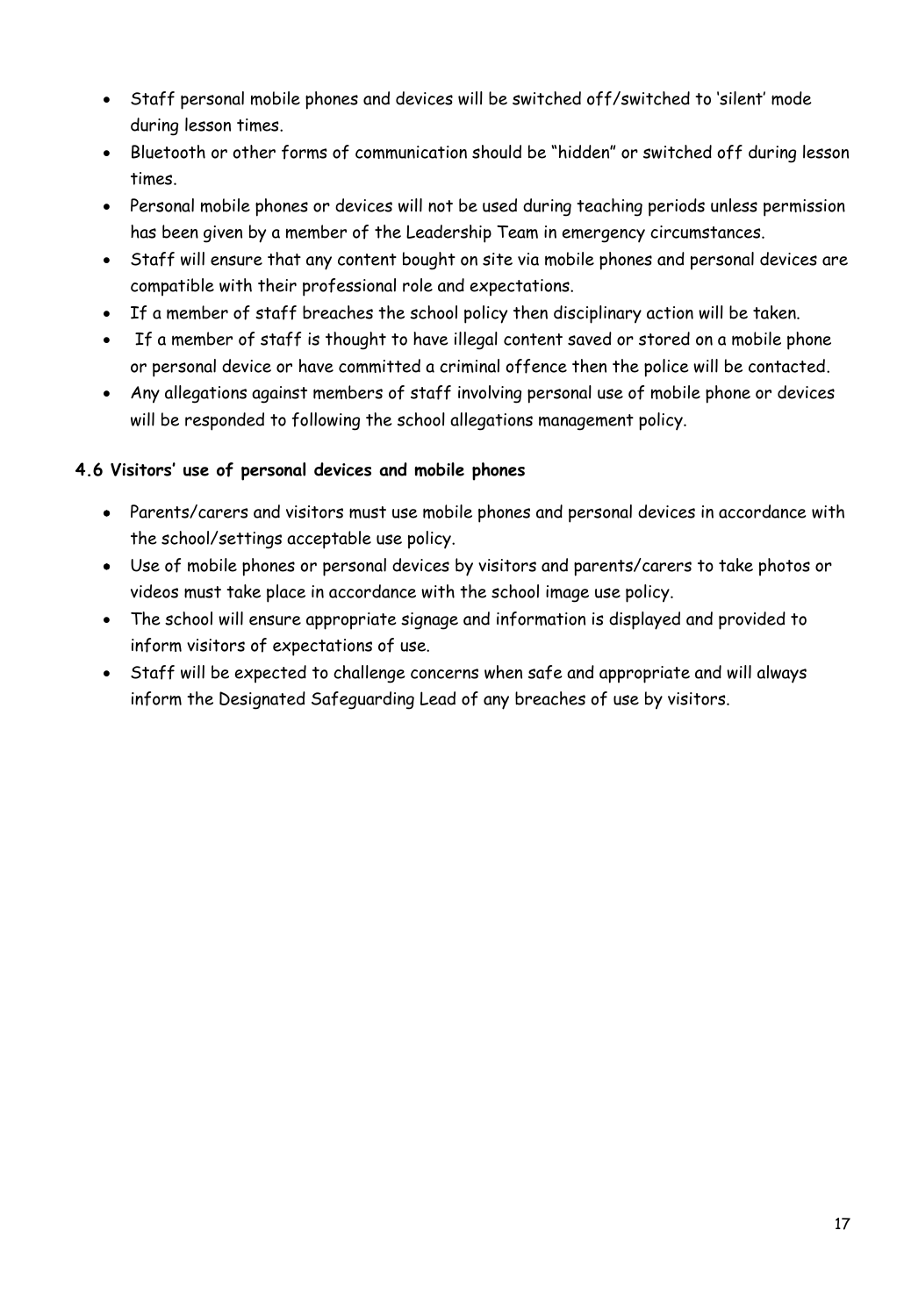- Staff personal mobile phones and devices will be switched off/switched to 'silent' mode during lesson times.
- Bluetooth or other forms of communication should be "hidden" or switched off during lesson times.
- Personal mobile phones or devices will not be used during teaching periods unless permission has been given by a member of the Leadership Team in emergency circumstances.
- Staff will ensure that any content bought on site via mobile phones and personal devices are compatible with their professional role and expectations.
- If a member of staff breaches the school policy then disciplinary action will be taken.
- If a member of staff is thought to have illegal content saved or stored on a mobile phone or personal device or have committed a criminal offence then the police will be contacted.
- Any allegations against members of staff involving personal use of mobile phone or devices will be responded to following the school allegations management policy.

### 4.6 Visitors' use of personal devices and mobile phones

- Parents/carers and visitors must use mobile phones and personal devices in accordance with the school/settings acceptable use policy.
- Use of mobile phones or personal devices by visitors and parents/carers to take photos or videos must take place in accordance with the school image use policy.
- The school will ensure appropriate signage and information is displayed and provided to inform visitors of expectations of use.
- Staff will be expected to challenge concerns when safe and appropriate and will always inform the Designated Safeguarding Lead of any breaches of use by visitors.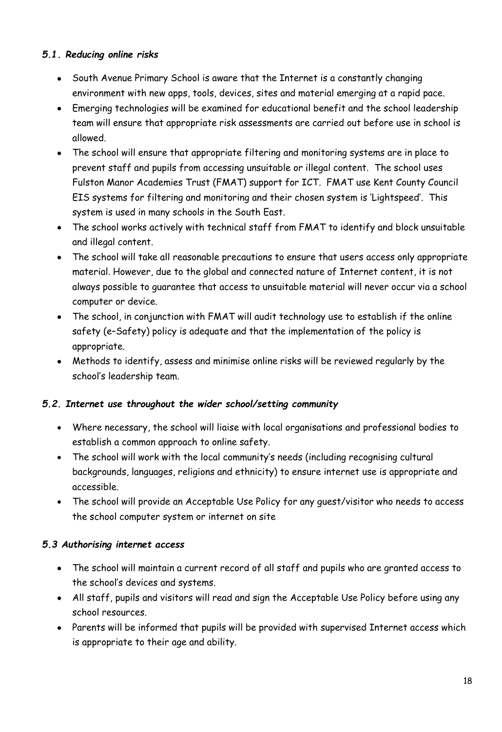### *5.1. Reducing online risks*

- South Avenue Primary School is aware that the Internet is a constantly changing environment with new apps, tools, devices, sites and material emerging at a rapid pace.
- Emerging technologies will be examined for educational benefit and the school leadership team will ensure that appropriate risk assessments are carried out before use in school is allowed.
- The school will ensure that appropriate filtering and monitoring systems are in place to prevent staff and pupils from accessing unsuitable or illegal content. The school uses Fulston Manor Academies Trust (FMAT) support for ICT. FMAT use Kent County Council EIS systems for filtering and monitoring and their chosen system is 'Lightspeed'. This system is used in many schools in the South East.
- The school works actively with technical staff from FMAT to identify and block unsuitable and illegal content.
- The school will take all reasonable precautions to ensure that users access only appropriate material. However, due to the global and connected nature of Internet content, it is not always possible to guarantee that access to unsuitable material will never occur via a school computer or device.
- The school, in conjunction with FMAT will audit technology use to establish if the online safety (e–Safety) policy is adequate and that the implementation of the policy is appropriate.
- Methods to identify, assess and minimise online risks will be reviewed regularly by the school's leadership team.

### *5.2. Internet use throughout the wider school/setting community*

- Where necessary, the school will liaise with local organisations and professional bodies to establish a common approach to online safety.
- The school will work with the local community's needs (including recognising cultural backgrounds, languages, religions and ethnicity) to ensure internet use is appropriate and accessible.
- The school will provide an Acceptable Use Policy for any guest/visitor who needs to access the school computer system or internet on site

### *5.3 Authorising internet access*

- The school will maintain a current record of all staff and pupils who are granted access to the school's devices and systems.
- All staff, pupils and visitors will read and sign the Acceptable Use Policy before using any school resources.
- Parents will be informed that pupils will be provided with supervised Internet access which is appropriate to their age and ability.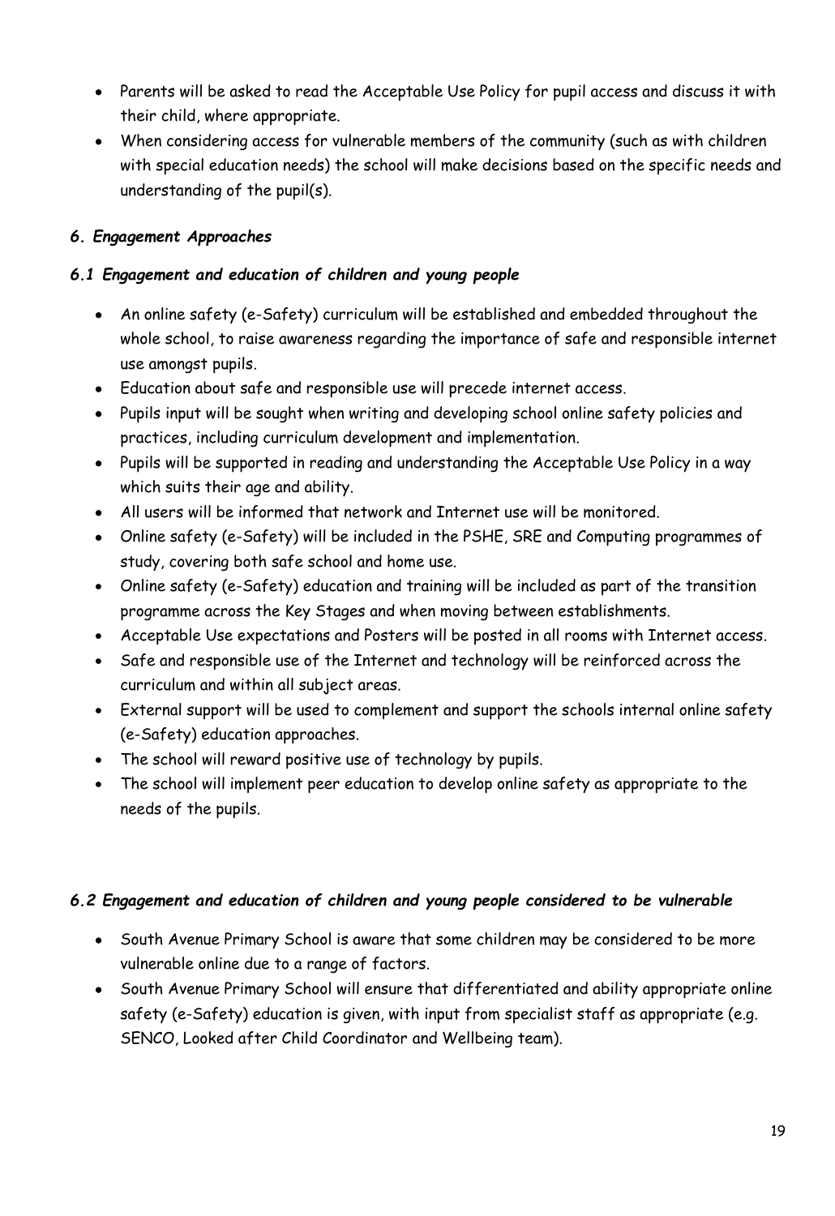- Parents will be asked to read the Acceptable Use Policy for pupil access and discuss it with their child, where appropriate.
- When considering access for vulnerable members of the community (such as with children with special education needs) the school will make decisions based on the specific needs and understanding of the pupil(s).

### *6. Engagement Approaches*

#### *6.1 Engagement and education of children and young people*

- An online safety (e-Safety) curriculum will be established and embedded throughout the whole school, to raise awareness regarding the importance of safe and responsible internet use amongst pupils.
- Education about safe and responsible use will precede internet access.
- Pupils input will be sought when writing and developing school online safety policies and practices, including curriculum development and implementation.
- Pupils will be supported in reading and understanding the Acceptable Use Policy in a way which suits their age and ability.
- All users will be informed that network and Internet use will be monitored.
- Online safety (e-Safety) will be included in the PSHE, SRE and Computing programmes of study, covering both safe school and home use.
- Online safety (e-Safety) education and training will be included as part of the transition programme across the Key Stages and when moving between establishments.
- Acceptable Use expectations and Posters will be posted in all rooms with Internet access.
- Safe and responsible use of the Internet and technology will be reinforced across the curriculum and within all subject areas.
- External support will be used to complement and support the schools internal online safety (e-Safety) education approaches.
- The school will reward positive use of technology by pupils.
- The school will implement peer education to develop online safety as appropriate to the needs of the pupils.

#### *6.2 Engagement and education of children and young people considered to be vulnerable*

- South Avenue Primary School is aware that some children may be considered to be more vulnerable online due to a range of factors.
- South Avenue Primary School will ensure that differentiated and ability appropriate online safety (e-Safety) education is given, with input from specialist staff as appropriate (e.g. SENCO, Looked after Child Coordinator and Wellbeing team).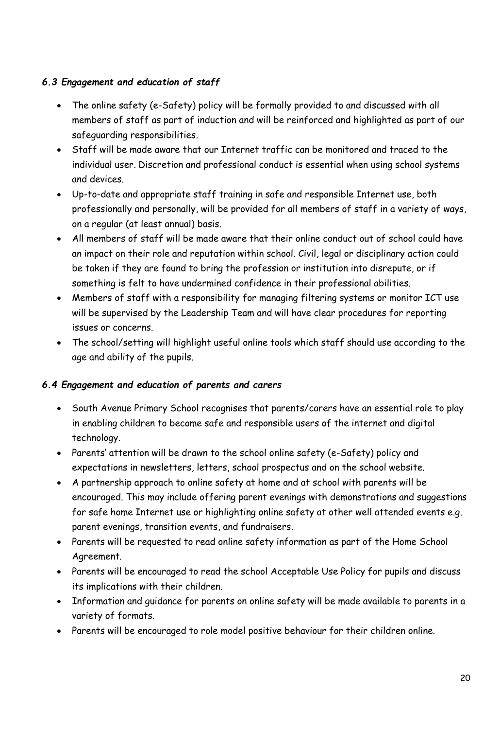### *6.3 Engagement and education of staff*

- The online safety (e-Safety) policy will be formally provided to and discussed with all members of staff as part of induction and will be reinforced and highlighted as part of our safeguarding responsibilities.
- Staff will be made aware that our Internet traffic can be monitored and traced to the individual user. Discretion and professional conduct is essential when using school systems and devices.
- Up-to-date and appropriate staff training in safe and responsible Internet use, both professionally and personally, will be provided for all members of staff in a variety of ways, on a regular (at least annual) basis.
- All members of staff will be made aware that their online conduct out of school could have an impact on their role and reputation within school. Civil, legal or disciplinary action could be taken if they are found to bring the profession or institution into disrepute, or if something is felt to have undermined confidence in their professional abilities.
- Members of staff with a responsibility for managing filtering systems or monitor ICT use will be supervised by the Leadership Team and will have clear procedures for reporting issues or concerns.
- The school/setting will highlight useful online tools which staff should use according to the age and ability of the pupils.

### *6.4 Engagement and education of parents and carers*

- South Avenue Primary School recognises that parents/carers have an essential role to play in enabling children to become safe and responsible users of the internet and digital technology.
- Parents' attention will be drawn to the school online safety (e-Safety) policy and expectations in newsletters, letters, school prospectus and on the school website.
- A partnership approach to online safety at home and at school with parents will be encouraged. This may include offering parent evenings with demonstrations and suggestions for safe home Internet use or highlighting online safety at other well attended events e.g. parent evenings, transition events, and fundraisers.
- Parents will be requested to read online safety information as part of the Home School Agreement.
- Parents will be encouraged to read the school Acceptable Use Policy for pupils and discuss its implications with their children.
- Information and guidance for parents on online safety will be made available to parents in a variety of formats.
- Parents will be encouraged to role model positive behaviour for their children online.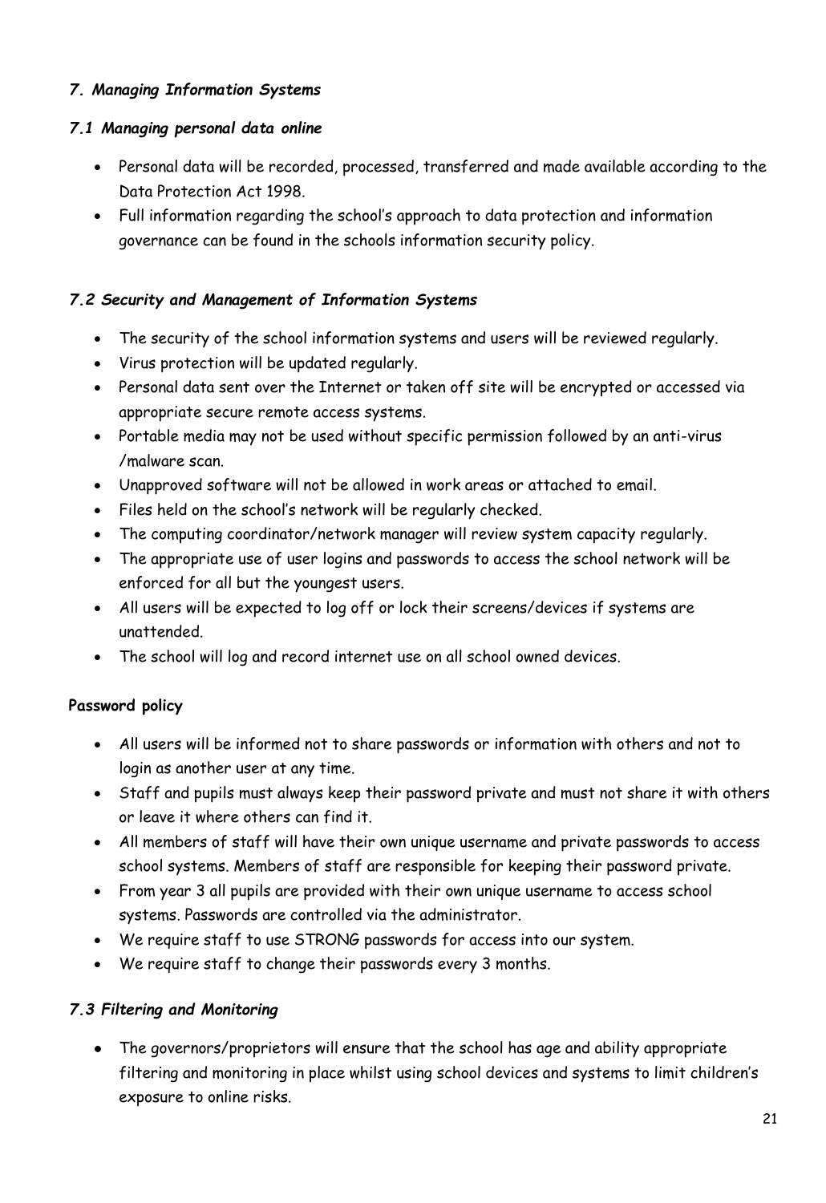## *7. Managing Information Systems*

### *7.1 Managing personal data online*

- Personal data will be recorded, processed, transferred and made available according to the Data Protection Act 1998.
- Full information regarding the school's approach to data protection and information governance can be found in the schools information security policy.

### *7.2 Security and Management of Information Systems*

- The security of the school information systems and users will be reviewed regularly.
- Virus protection will be updated regularly.
- Personal data sent over the Internet or taken off site will be encrypted or accessed via appropriate secure remote access systems.
- Portable media may not be used without specific permission followed by an anti-virus /malware scan.
- Unapproved software will not be allowed in work areas or attached to email.
- Files held on the school's network will be regularly checked.
- The computing coordinator/network manager will review system capacity regularly.
- The appropriate use of user logins and passwords to access the school network will be enforced for all but the youngest users.
- All users will be expected to log off or lock their screens/devices if systems are unattended.
- The school will log and record internet use on all school owned devices.

**Password policy**

- All users will be informed not to share passwords or information with others and not to login as another user at any time.
- Staff and pupils must always keep their password private and must not share it with others or leave it where others can find it.
- All members of staff will have their own unique username and private passwords to access school systems. Members of staff are responsible for keeping their password private.
- From year 3 all pupils are provided with their own unique username to access school systems. Passwords are controlled via the administrator.
- We require staff to use STRONG passwords for access into our system.
- We require staff to change their passwords every 3 months.

### *7.3 Filtering and Monitoring*

- The governors/proprietors will ensure that the school has age and ability appropriate filtering and monitoring in place whilst using school devices and systems to limit children's exposure to online risks.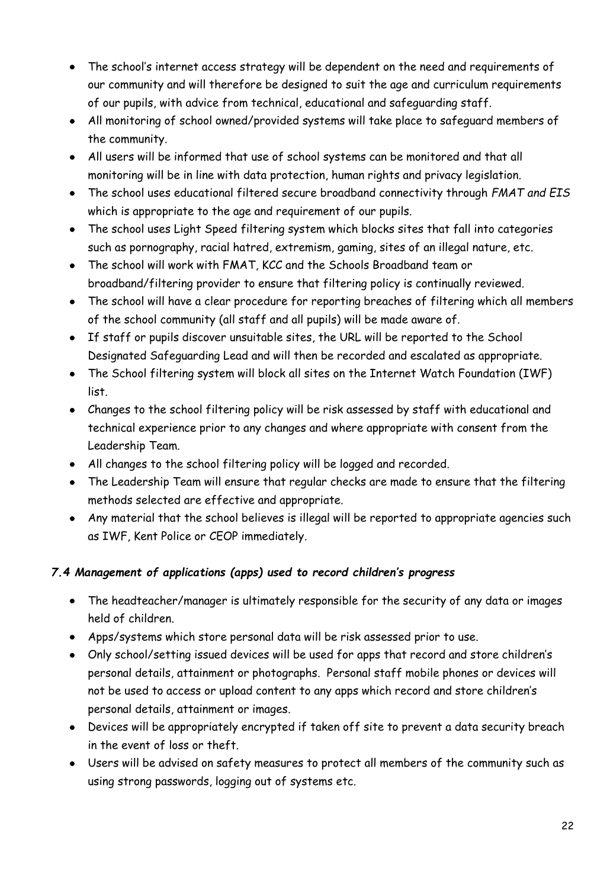- The school's internet access strategy will be dependent on the need and requirements of our community and will therefore be designed to suit the age and curriculum requirements of our pupils, with advice from technical, educational and safeguarding staff.
- All monitoring of school owned/provided systems will take place to safeguard members of the community.
- All users will be informed that use of school systems can be monitored and that all monitoring will be in line with data protection, human rights and privacy legislation.
- The school uses educational filtered secure broadband connectivity through *FMAT and EIS* which is appropriate to the age and requirement of our pupils.
- The school uses Light Speed filtering system which blocks sites that fall into categories such as pornography, racial hatred, extremism, gaming, sites of an illegal nature, etc.
- The school will work with FMAT, KCC and the Schools Broadband team or broadband/filtering provider to ensure that filtering policy is continually reviewed.
- The school will have a clear procedure for reporting breaches of filtering which all members of the school community (all staff and all pupils) will be made aware of.
- If staff or pupils discover unsuitable sites, the URL will be reported to the School Designated Safeguarding Lead and will then be recorded and escalated as appropriate.
- The School filtering system will block all sites on the Internet Watch Foundation (IWF) list.
- Changes to the school filtering policy will be risk assessed by staff with educational and technical experience prior to any changes and where appropriate with consent from the Leadership Team.
- All changes to the school filtering policy will be logged and recorded.
- The Leadership Team will ensure that regular checks are made to ensure that the filtering methods selected are effective and appropriate.
- Any material that the school believes is illegal will be reported to appropriate agencies such as IWF, Kent Police or CEOP immediately.

### *7.4 Management of applications (apps) used to record children's progress*

- The headteacher/manager is ultimately responsible for the security of any data or images held of children.
- Apps/systems which store personal data will be risk assessed prior to use.
- Only school/setting issued devices will be used for apps that record and store children's personal details, attainment or photographs. Personal staff mobile phones or devices will not be used to access or upload content to any apps which record and store children's personal details, attainment or images.
- Devices will be appropriately encrypted if taken off site to prevent a data security breach in the event of loss or theft.
- Users will be advised on safety measures to protect all members of the community such as using strong passwords, logging out of systems etc.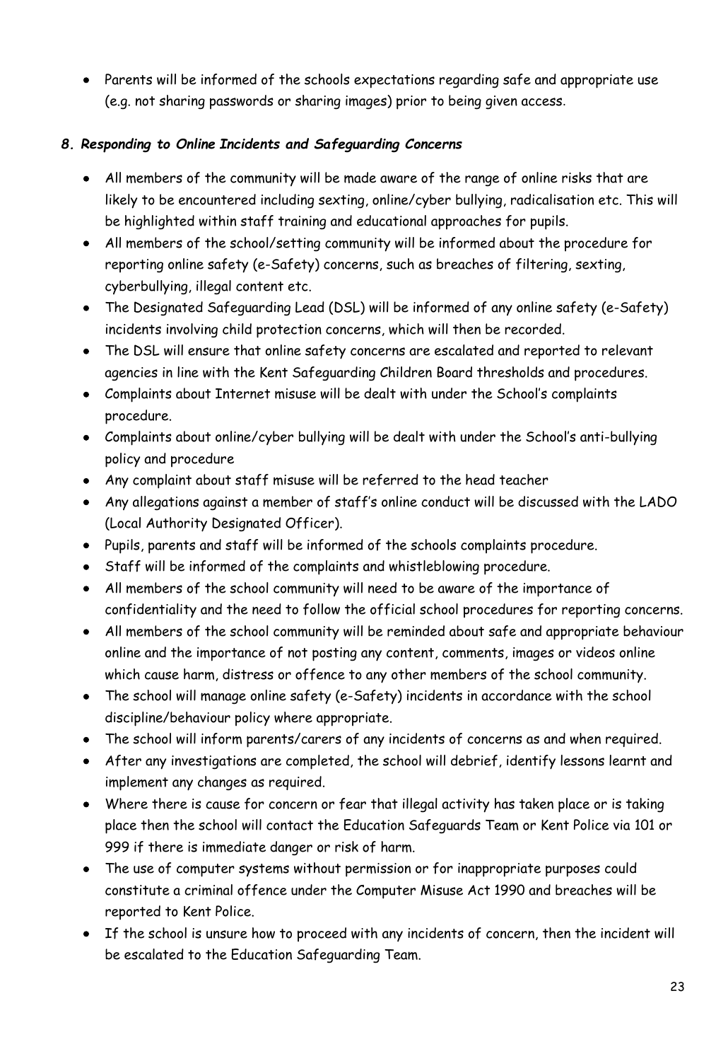- Parents will be informed of the schools expectations regarding safe and appropriate use (e.g. not sharing passwords or sharing images) prior to being given access.

### *8. Responding to Online Incidents and Safeguarding Concerns*

- All members of the community will be made aware of the range of online risks that are likely to be encountered including sexting, online/cyber bullying, radicalisation etc. This will be highlighted within staff training and educational approaches for pupils.
- All members of the school/setting community will be informed about the procedure for reporting online safety (e-Safety) concerns, such as breaches of filtering, sexting, cyberbullying, illegal content etc.
- The Designated Safeguarding Lead (DSL) will be informed of any online safety (e-Safety) incidents involving child protection concerns, which will then be recorded.
- The DSL will ensure that online safety concerns are escalated and reported to relevant agencies in line with the Kent Safeguarding Children Board thresholds and procedures.
- Complaints about Internet misuse will be dealt with under the School's complaints procedure.
- Complaints about online/cyber bullying will be dealt with under the School's anti-bullying policy and procedure
- Any complaint about staff misuse will be referred to the head teacher
- Any allegations against a member of staff's online conduct will be discussed with the LADO (Local Authority Designated Officer).
- Pupils, parents and staff will be informed of the schools complaints procedure.
- Staff will be informed of the complaints and whistleblowing procedure.
- All members of the school community will need to be aware of the importance of confidentiality and the need to follow the official school procedures for reporting concerns.
- All members of the school community will be reminded about safe and appropriate behaviour online and the importance of not posting any content, comments, images or videos online which cause harm, distress or offence to any other members of the school community.
- The school will manage online safety (e-Safety) incidents in accordance with the school discipline/behaviour policy where appropriate.
- The school will inform parents/carers of any incidents of concerns as and when required.
- After any investigations are completed, the school will debrief, identify lessons learnt and implement any changes as required.
- Where there is cause for concern or fear that illegal activity has taken place or is taking place then the school will contact the Education Safeguards Team or Kent Police via 101 or 999 if there is immediate danger or risk of harm.
- The use of computer systems without permission or for inappropriate purposes could constitute a criminal offence under the Computer Misuse Act 1990 and breaches will be reported to Kent Police.
- If the school is unsure how to proceed with any incidents of concern, then the incident will be escalated to the Education Safeguarding Team.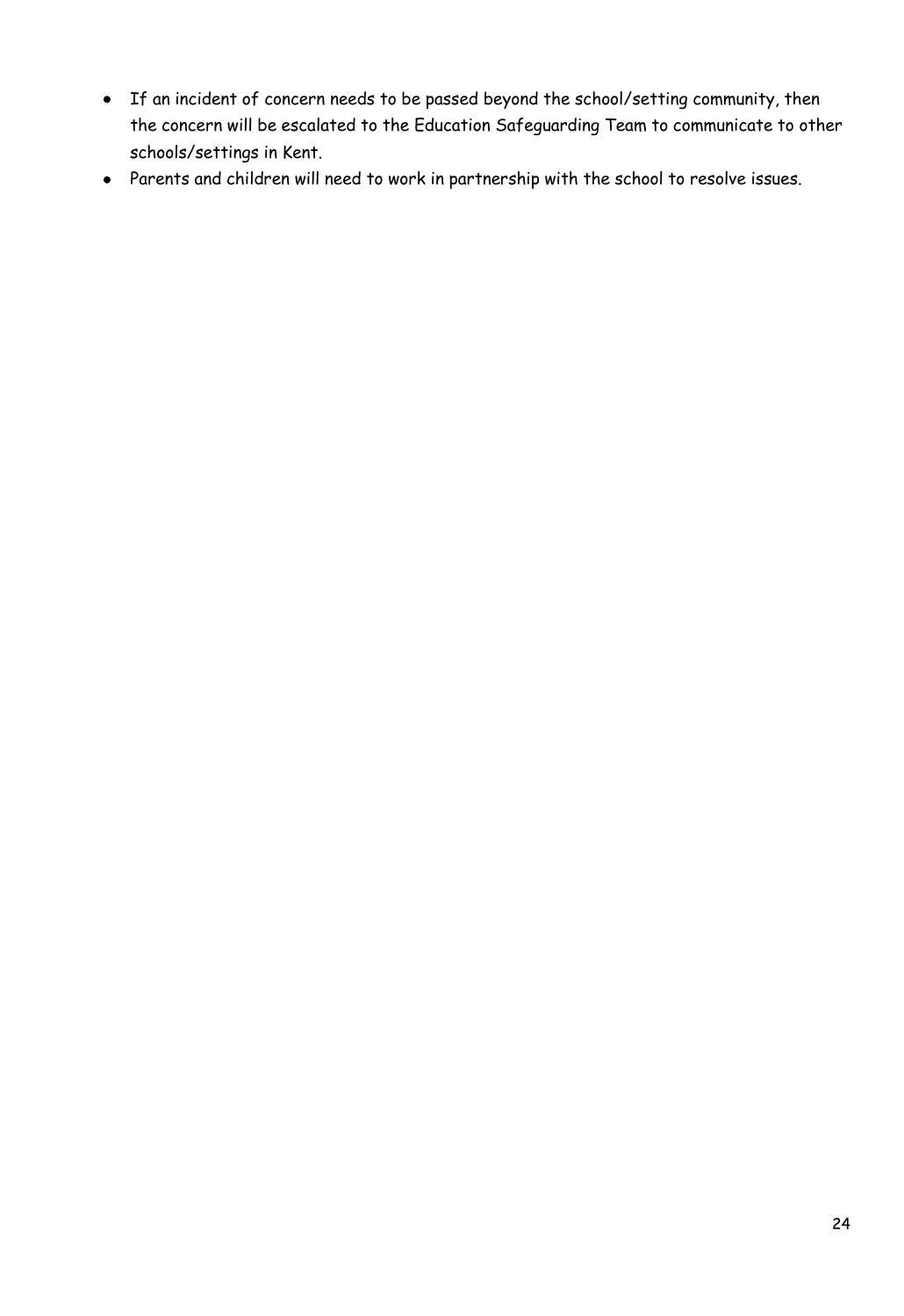- If an incident of concern needs to be passed beyond the school/setting community, then the concern will be escalated to the Education Safeguarding Team to communicate to other schools/settings in Kent.
- Parents and children will need to work in partnership with the school to resolve issues.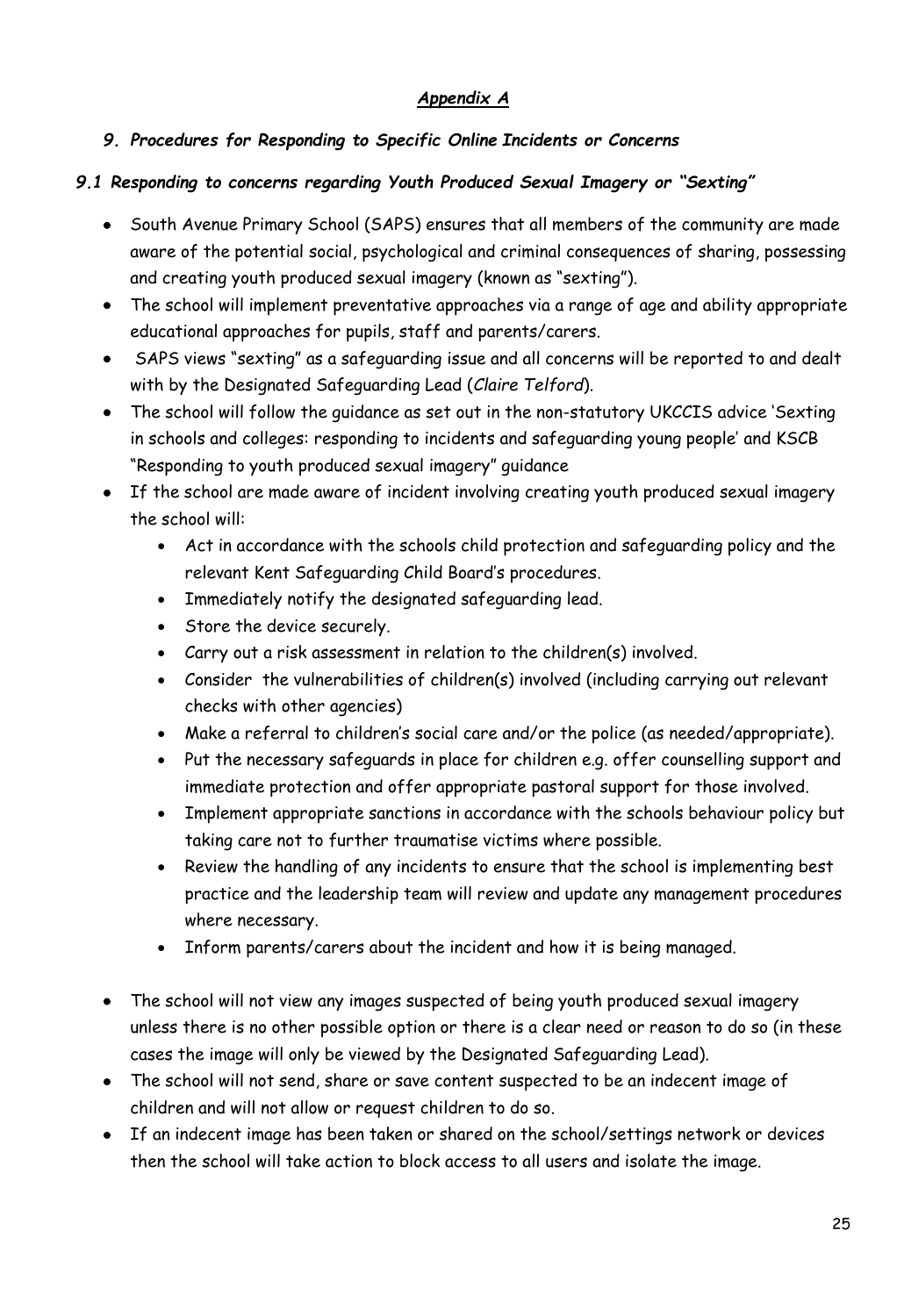***Appendix A***

### *9. Procedures for Responding to Specific Online Incidents or Concerns*

#### *9.1 Responding to concerns regarding Youth Produced Sexual Imagery or "Sexting"*

- South Avenue Primary School (SAPS) ensures that all members of the community are made aware of the potential social, psychological and criminal consequences of sharing, possessing and creating youth produced sexual imagery (known as "sexting").
- The school will implement preventative approaches via a range of age and ability appropriate educational approaches for pupils, staff and parents/carers.
- SAPS views "sexting" as a safeguarding issue and all concerns will be reported to and dealt with by the Designated Safeguarding Lead (*Claire Telford*).
- The school will follow the guidance as set out in the non-statutory UKCCIS advice 'Sexting in schools and colleges: responding to incidents and safeguarding young people' and KSCB "Responding to youth produced sexual imagery" guidance
- If the school are made aware of incident involving creating youth produced sexual imagery the school will:
  - Act in accordance with the schools child protection and safeguarding policy and the relevant Kent Safeguarding Child Board's procedures.
  - Immediately notify the designated safeguarding lead.
  - Store the device securely.
  - Carry out a risk assessment in relation to the children(s) involved.
  - Consider the vulnerabilities of children(s) involved (including carrying out relevant checks with other agencies)
  - Make a referral to children's social care and/or the police (as needed/appropriate).
  - Put the necessary safeguards in place for children e.g. offer counselling support and immediate protection and offer appropriate pastoral support for those involved.
  - Implement appropriate sanctions in accordance with the schools behaviour policy but taking care not to further traumatise victims where possible.
  - Review the handling of any incidents to ensure that the school is implementing best practice and the leadership team will review and update any management procedures where necessary.
  - Inform parents/carers about the incident and how it is being managed.
- The school will not view any images suspected of being youth produced sexual imagery unless there is no other possible option or there is a clear need or reason to do so (in these cases the image will only be viewed by the Designated Safeguarding Lead).
- The school will not send, share or save content suspected to be an indecent image of children and will not allow or request children to do so.
- If an indecent image has been taken or shared on the school/settings network or devices then the school will take action to block access to all users and isolate the image.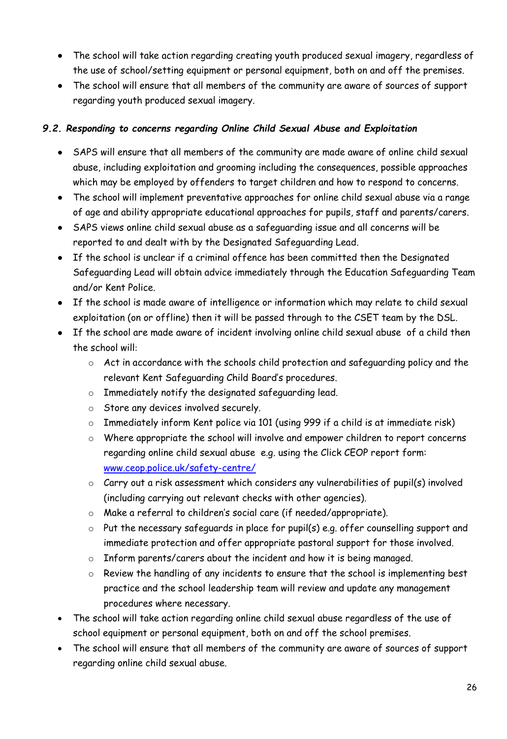- The school will take action regarding creating youth produced sexual imagery, regardless of the use of school/setting equipment or personal equipment, both on and off the premises.
- The school will ensure that all members of the community are aware of sources of support regarding youth produced sexual imagery.

### *9.2. Responding to concerns regarding Online Child Sexual Abuse and Exploitation*

- SAPS will ensure that all members of the community are made aware of online child sexual abuse, including exploitation and grooming including the consequences, possible approaches which may be employed by offenders to target children and how to respond to concerns.
- The school will implement preventative approaches for online child sexual abuse via a range of age and ability appropriate educational approaches for pupils, staff and parents/carers.
- SAPS views online child sexual abuse as a safeguarding issue and all concerns will be reported to and dealt with by the Designated Safeguarding Lead.
- If the school is unclear if a criminal offence has been committed then the Designated Safeguarding Lead will obtain advice immediately through the Education Safeguarding Team and/or Kent Police.
- If the school is made aware of intelligence or information which may relate to child sexual exploitation (on or offline) then it will be passed through to the CSET team by the DSL.
- If the school are made aware of incident involving online child sexual abuse of a child then the school will:
  - Act in accordance with the schools child protection and safeguarding policy and the relevant Kent Safeguarding Child Board's procedures.
  - Immediately notify the designated safeguarding lead.
  - Store any devices involved securely.
  - Immediately inform Kent police via 101 (using 999 if a child is at immediate risk)
  - Where appropriate the school will involve and empower children to report concerns regarding online child sexual abuse e.g. using the Click CEOP report form: [www.ceop.police.uk/safety-centre/](www.ceop.police.uk/safety-centre/)
  - Carry out a risk assessment which considers any vulnerabilities of pupil(s) involved (including carrying out relevant checks with other agencies).
  - Make a referral to children's social care (if needed/appropriate).
  - Put the necessary safeguards in place for pupil(s) e.g. offer counselling support and immediate protection and offer appropriate pastoral support for those involved.
  - Inform parents/carers about the incident and how it is being managed.
  - Review the handling of any incidents to ensure that the school is implementing best practice and the school leadership team will review and update any management procedures where necessary.
- The school will take action regarding online child sexual abuse regardless of the use of school equipment or personal equipment, both on and off the school premises.
- The school will ensure that all members of the community are aware of sources of support regarding online child sexual abuse.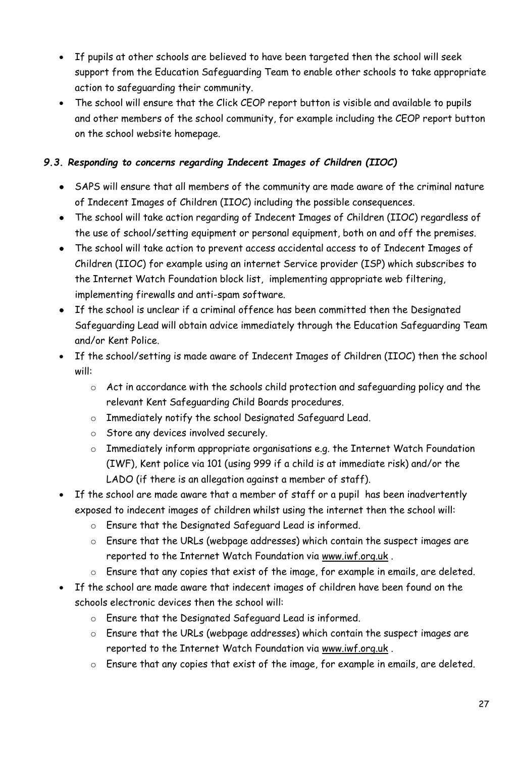- If pupils at other schools are believed to have been targeted then the school will seek support from the Education Safeguarding Team to enable other schools to take appropriate action to safeguarding their community.
- The school will ensure that the Click CEOP report button is visible and available to pupils and other members of the school community, for example including the CEOP report button on the school website homepage.

### *9.3. Responding to concerns regarding Indecent Images of Children (IIOC)*

- SAPS will ensure that all members of the community are made aware of the criminal nature of Indecent Images of Children (IIOC) including the possible consequences.
- The school will take action regarding of Indecent Images of Children (IIOC) regardless of the use of school/setting equipment or personal equipment, both on and off the premises.
- The school will take action to prevent access accidental access to of Indecent Images of Children (IIOC) for example using an internet Service provider (ISP) which subscribes to the Internet Watch Foundation block list, implementing appropriate web filtering, implementing firewalls and anti-spam software.
- If the school is unclear if a criminal offence has been committed then the Designated Safeguarding Lead will obtain advice immediately through the Education Safeguarding Team and/or Kent Police.
- If the school/setting is made aware of Indecent Images of Children (IIOC) then the school will:
  - Act in accordance with the schools child protection and safeguarding policy and the relevant Kent Safeguarding Child Boards procedures.
  - Immediately notify the school Designated Safeguard Lead.
  - Store any devices involved securely.
  - Immediately inform appropriate organisations e.g. the Internet Watch Foundation (IWF), Kent police via 101 (using 999 if a child is at immediate risk) and/or the LADO (if there is an allegation against a member of staff).
- If the school are made aware that a member of staff or a pupil has been inadvertently exposed to indecent images of children whilst using the internet then the school will:
  - Ensure that the Designated Safeguard Lead is informed.
  - Ensure that the URLs (webpage addresses) which contain the suspect images are reported to the Internet Watch Foundation via www.iwf.org.uk .
  - Ensure that any copies that exist of the image, for example in emails, are deleted.
- If the school are made aware that indecent images of children have been found on the schools electronic devices then the school will:
  - Ensure that the Designated Safeguard Lead is informed.
  - Ensure that the URLs (webpage addresses) which contain the suspect images are reported to the Internet Watch Foundation via www.iwf.org.uk .
  - Ensure that any copies that exist of the image, for example in emails, are deleted.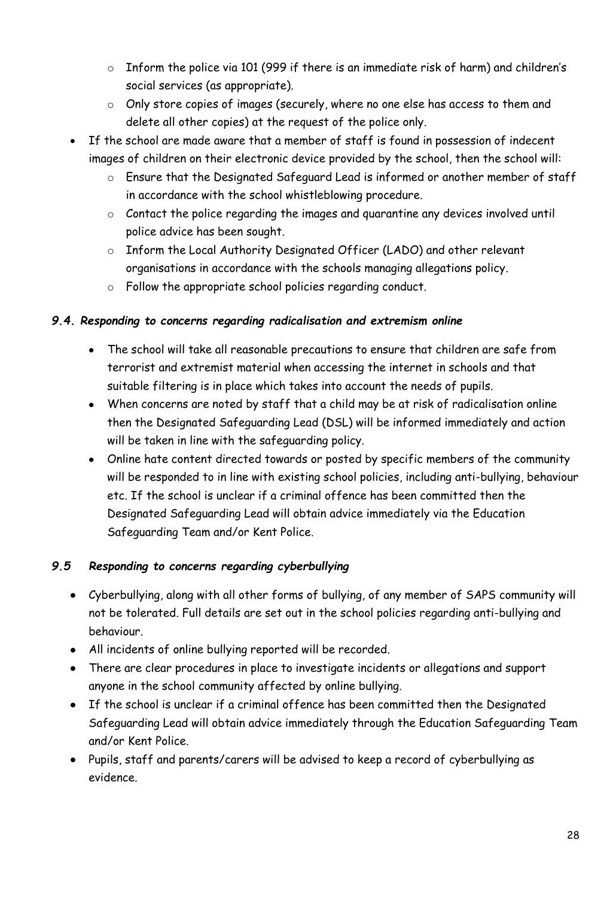- Inform the police via 101 (999 if there is an immediate risk of harm) and children's social services (as appropriate).
  - Only store copies of images (securely, where no one else has access to them and delete all other copies) at the request of the police only.
- If the school are made aware that a member of staff is found in possession of indecent images of children on their electronic device provided by the school, then the school will:
  - Ensure that the Designated Safeguard Lead is informed or another member of staff in accordance with the school whistleblowing procedure.
  - Contact the police regarding the images and quarantine any devices involved until police advice has been sought.
  - Inform the Local Authority Designated Officer (LADO) and other relevant organisations in accordance with the schools managing allegations policy.
  - Follow the appropriate school policies regarding conduct.

### *9.4. Responding to concerns regarding radicalisation and extremism online*

- The school will take all reasonable precautions to ensure that children are safe from terrorist and extremist material when accessing the internet in schools and that suitable filtering is in place which takes into account the needs of pupils.
- When concerns are noted by staff that a child may be at risk of radicalisation online then the Designated Safeguarding Lead (DSL) will be informed immediately and action will be taken in line with the safeguarding policy.
- Online hate content directed towards or posted by specific members of the community will be responded to in line with existing school policies, including anti-bullying, behaviour etc. If the school is unclear if a criminal offence has been committed then the Designated Safeguarding Lead will obtain advice immediately via the Education Safeguarding Team and/or Kent Police.

### *9.5 Responding to concerns regarding cyberbullying*

- Cyberbullying, along with all other forms of bullying, of any member of SAPS community will not be tolerated. Full details are set out in the school policies regarding anti-bullying and behaviour.
- All incidents of online bullying reported will be recorded.
- There are clear procedures in place to investigate incidents or allegations and support anyone in the school community affected by online bullying.
- If the school is unclear if a criminal offence has been committed then the Designated Safeguarding Lead will obtain advice immediately through the Education Safeguarding Team and/or Kent Police.
- Pupils, staff and parents/carers will be advised to keep a record of cyberbullying as evidence.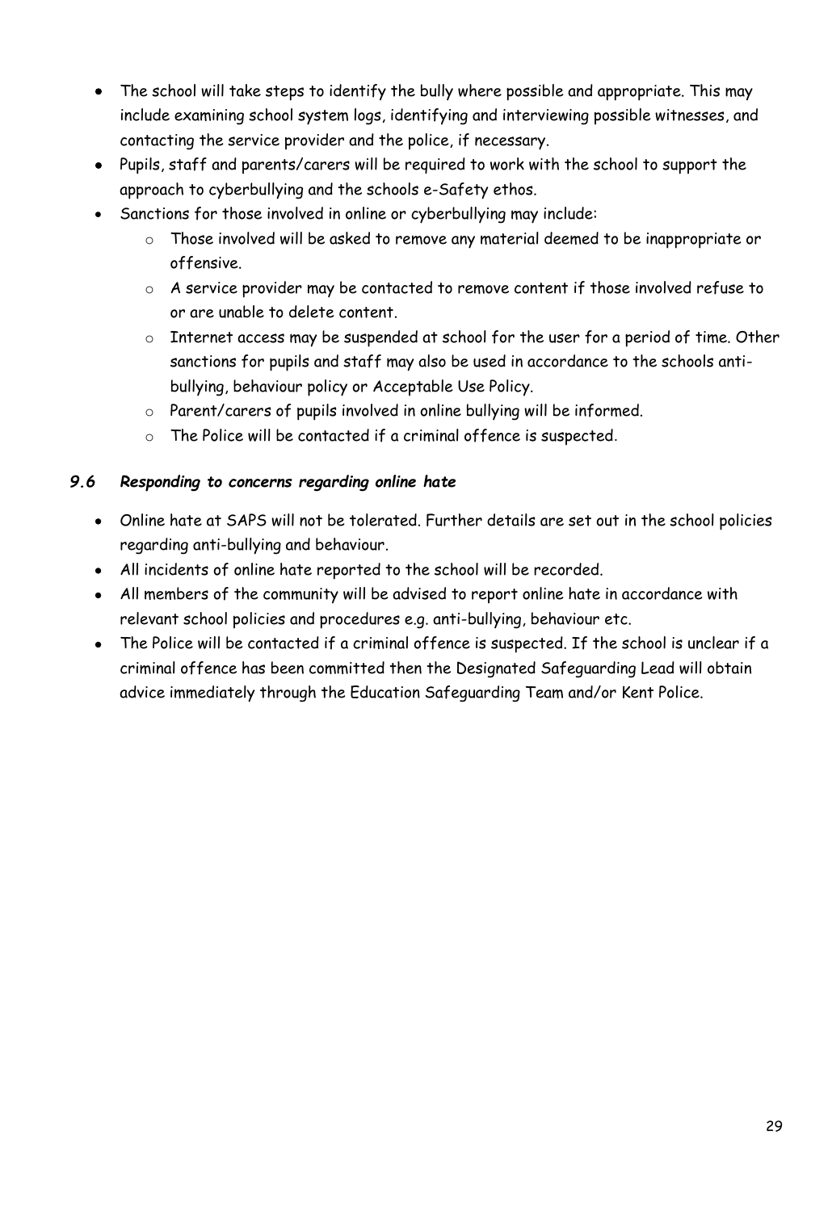- The school will take steps to identify the bully where possible and appropriate. This may include examining school system logs, identifying and interviewing possible witnesses, and contacting the service provider and the police, if necessary.
- Pupils, staff and parents/carers will be required to work with the school to support the approach to cyberbullying and the schools e-Safety ethos.
- Sanctions for those involved in online or cyberbullying may include:
    - Those involved will be asked to remove any material deemed to be inappropriate or offensive.
    - A service provider may be contacted to remove content if those involved refuse to or are unable to delete content.
    - Internet access may be suspended at school for the user for a period of time. Other sanctions for pupils and staff may also be used in accordance to the schools anti-bullying, behaviour policy or Acceptable Use Policy.
    - Parent/carers of pupils involved in online bullying will be informed.
    - The Police will be contacted if a criminal offence is suspected.

### *9.6 Responding to concerns regarding online hate*

- Online hate at SAPS will not be tolerated. Further details are set out in the school policies regarding anti-bullying and behaviour.
- All incidents of online hate reported to the school will be recorded.
- All members of the community will be advised to report online hate in accordance with relevant school policies and procedures e.g. anti-bullying, behaviour etc.
- The Police will be contacted if a criminal offence is suspected. If the school is unclear if a criminal offence has been committed then the Designated Safeguarding Lead will obtain advice immediately through the Education Safeguarding Team and/or Kent Police.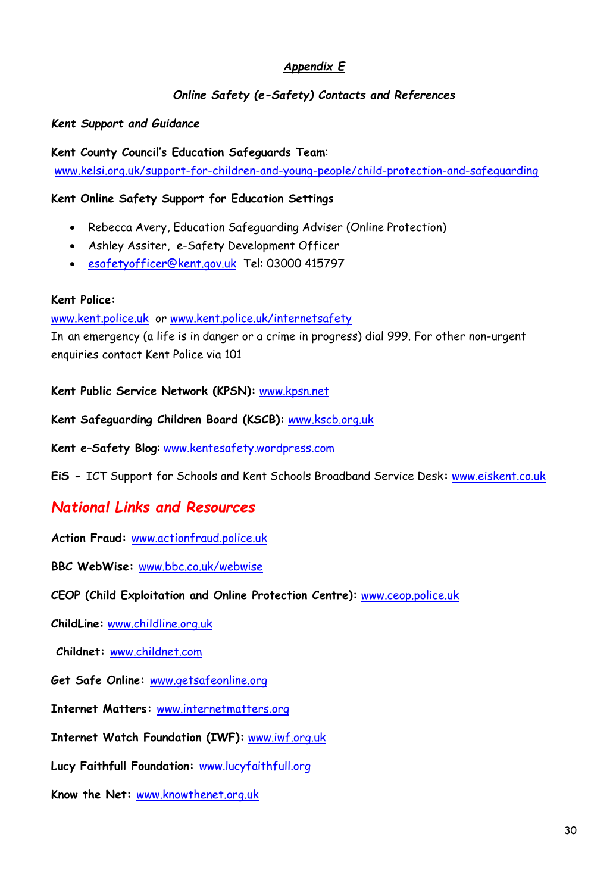## *Appendix E*

### *Online Safety (e-Safety) Contacts and References*

*Kent Support and Guidance*

**Kent County Council's Education Safeguards Team**:
www.kelsi.org.uk/support-for-children-and-young-people/child-protection-and-safeguarding

**Kent Online Safety Support for Education Settings**

- Rebecca Avery, Education Safeguarding Adviser (Online Protection)
- Ashley Assiter, e-Safety Development Officer
- esafetyofficer@kent.gov.uk Tel: 03000 415797

**Kent Police:**
www.kent.police.uk or www.kent.police.uk/internetsafety
In an emergency (a life is in danger or a crime in progress) dial 999. For other non-urgent enquiries contact Kent Police via 101

**Kent Public Service Network (KPSN):** www.kpsn.net

**Kent Safeguarding Children Board (KSCB):** www.kscb.org.uk

**Kent e–Safety Blog**: www.kentesafety.wordpress.com

**EiS -** ICT Support for Schools and Kent Schools Broadband Service Desk**:** www.eiskent.co.uk

## *National Links and Resources*

**Action Fraud:** www.actionfraud.police.uk

**BBC WebWise:** www.bbc.co.uk/webwise

**CEOP (Child Exploitation and Online Protection Centre):** www.ceop.police.uk

**ChildLine:** www.childline.org.uk

**Childnet:** www.childnet.com

**Get Safe Online:** www.getsafeonline.org

**Internet Matters:** www.internetmatters.org

**Internet Watch Foundation (IWF):** www.iwf.org.uk

**Lucy Faithfull Foundation:** www.lucyfaithfull.org

**Know the Net:** www.knowthenet.org.uk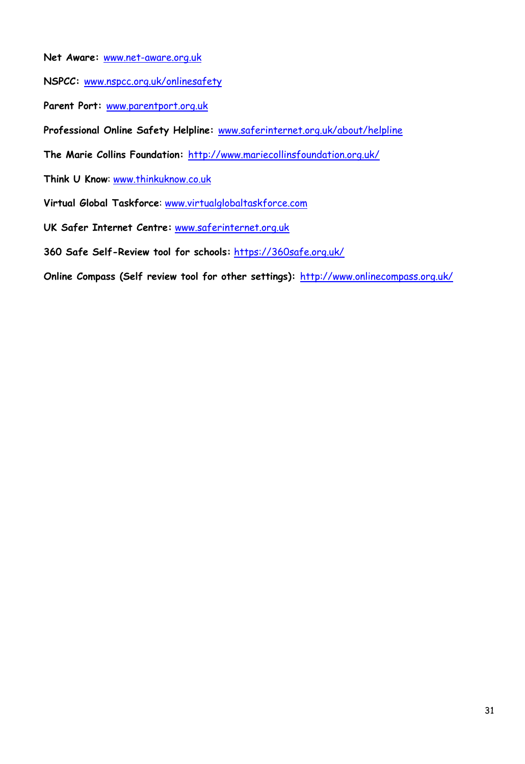**Net Aware:** www.net-aware.org.uk

**NSPCC:** www.nspcc.org.uk/onlinesafety

**Parent Port:** www.parentport.org.uk

**Professional Online Safety Helpline:** www.saferinternet.org.uk/about/helpline

**The Marie Collins Foundation:** http://www.mariecollinsfoundation.org.uk/

**Think U Know**: www.thinkuknow.co.uk

**Virtual Global Taskforce**: www.virtualglobaltaskforce.com

**UK Safer Internet Centre:** www.saferinternet.org.uk

**360 Safe Self-Review tool for schools:** https://360safe.org.uk/

**Online Compass (Self review tool for other settings):** http://www.onlinecompass.org.uk/